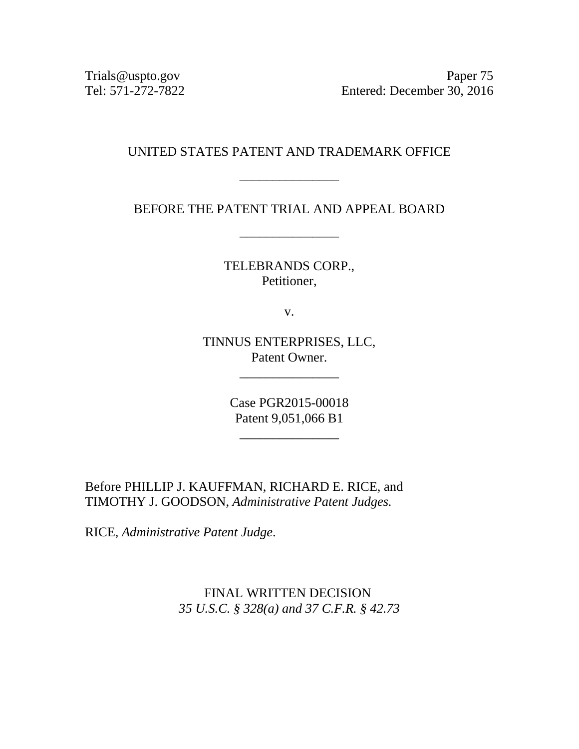Trials@uspto.gov Paper 75
Tel: 571-272-7822 Entered: December 30, 2016

UNITED STATES PATENT AND TRADEMARK OFFICE

_______________

BEFORE THE PATENT TRIAL AND APPEAL BOARD

_______________

TELEBRANDS CORP.,
Petitioner,

v.

TINNUS ENTERPRISES, LLC,
Patent Owner.

_______________

Case PGR2015-00018
Patent 9,051,066 B1

_______________

Before PHILLIP J. KAUFFMAN, RICHARD E. RICE, and TIMOTHY J. GOODSON, *Administrative Patent Judges.*

RICE, *Administrative Patent Judge*.

FINAL WRITTEN DECISION
*35 U.S.C. § 328(a) and 37 C.F.R. § 42.73*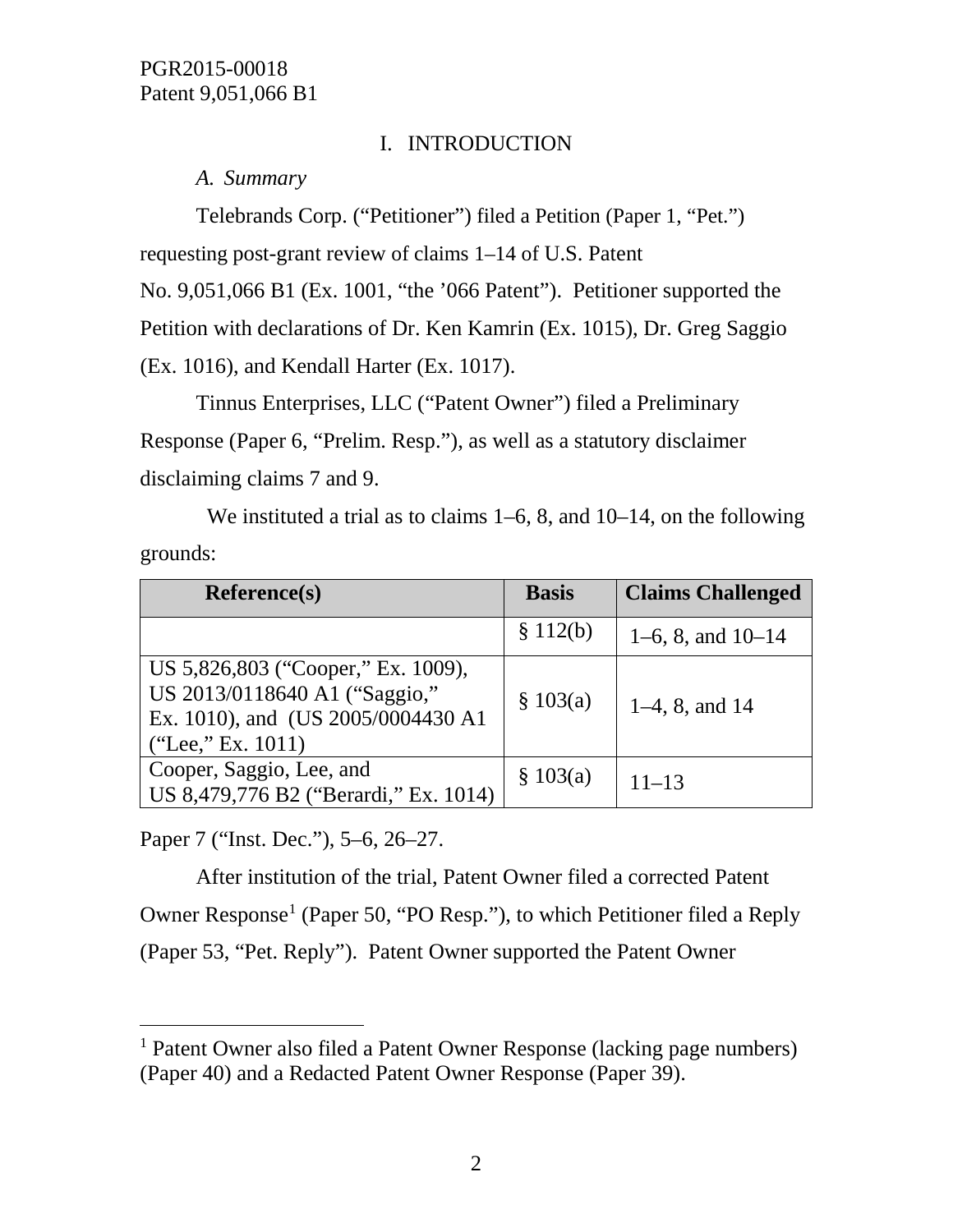# I. INTRODUCTION

### *A. Summary*

Telebrands Corp. ("Petitioner") filed a Petition (Paper 1, "Pet.") requesting post-grant review of claims 1–14 of U.S. Patent No. 9,051,066 B1 (Ex. 1001, "the '066 Patent"). Petitioner supported the Petition with declarations of Dr. Ken Kamrin (Ex. 1015), Dr. Greg Saggio (Ex. 1016), and Kendall Harter (Ex. 1017).

Tinnus Enterprises, LLC ("Patent Owner") filed a Preliminary Response (Paper 6, "Prelim. Resp."), as well as a statutory disclaimer disclaiming claims 7 and 9.

We instituted a trial as to claims 1–6, 8, and 10–14, on the following grounds:

| Reference(s) | Basis | Claims Challenged |
|---|---|---|
| | § 112(b) | 1–6, 8, and 10–14 |
| US 5,826,803 ("Cooper," Ex. 1009), US 2013/0118640 A1 ("Saggio," Ex. 1010), and (US 2005/0004430 A1 ("Lee," Ex. 1011) | § 103(a) | 1–4, 8, and 14 |
| Cooper, Saggio, Lee, and US 8,479,776 B2 ("Berardi," Ex. 1014) | § 103(a) | 11–13 |

Paper 7 ("Inst. Dec."), 5–6, 26–27.

After institution of the trial, Patent Owner filed a corrected Patent Owner Response[1] (Paper 50, "PO Resp."), to which Petitioner filed a Reply (Paper 53, "Pet. Reply"). Patent Owner supported the Patent Owner

[1] Patent Owner also filed a Patent Owner Response (lacking page numbers) (Paper 40) and a Redacted Patent Owner Response (Paper 39).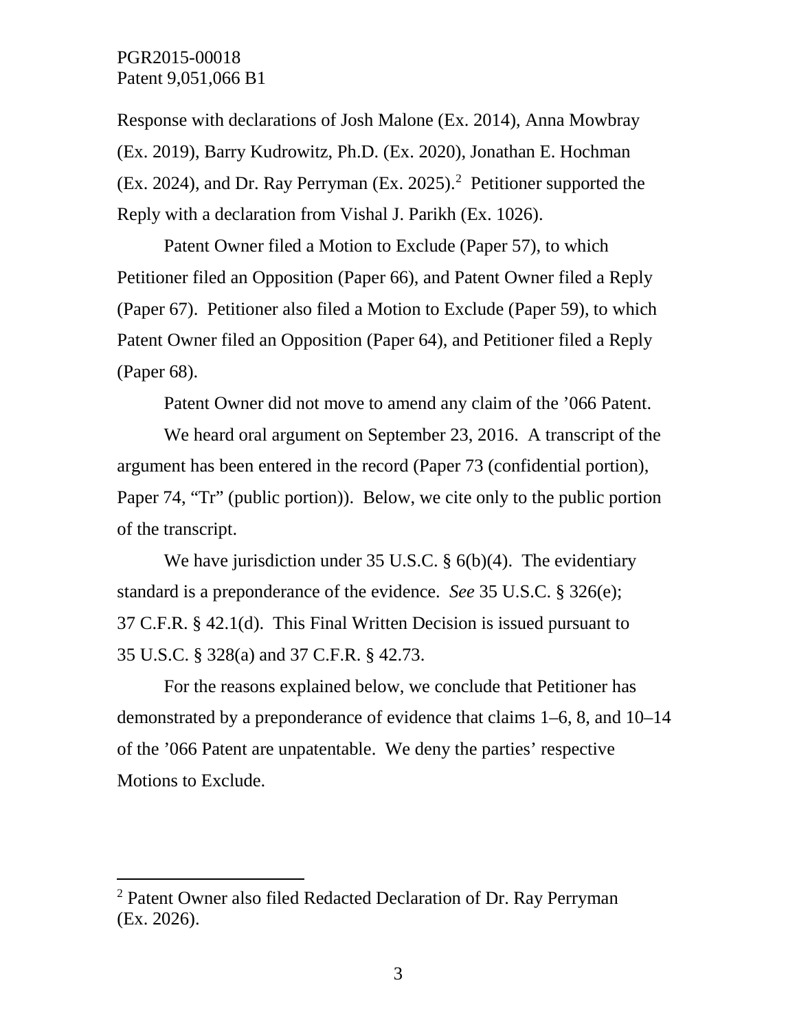Response with declarations of Josh Malone (Ex. 2014), Anna Mowbray (Ex. 2019), Barry Kudrowitz, Ph.D. (Ex. 2020), Jonathan E. Hochman (Ex. 2024), and Dr. Ray Perryman (Ex. 2025).[2] Petitioner supported the Reply with a declaration from Vishal J. Parikh (Ex. 1026).

Patent Owner filed a Motion to Exclude (Paper 57), to which Petitioner filed an Opposition (Paper 66), and Patent Owner filed a Reply (Paper 67). Petitioner also filed a Motion to Exclude (Paper 59), to which Patent Owner filed an Opposition (Paper 64), and Petitioner filed a Reply (Paper 68).

Patent Owner did not move to amend any claim of the '066 Patent.

We heard oral argument on September 23, 2016. A transcript of the argument has been entered in the record (Paper 73 (confidential portion), Paper 74, "Tr" (public portion)). Below, we cite only to the public portion of the transcript.

We have jurisdiction under 35 U.S.C. § 6(b)(4). The evidentiary standard is a preponderance of the evidence. *See* 35 U.S.C. § 326(e); 37 C.F.R. § 42.1(d). This Final Written Decision is issued pursuant to 35 U.S.C. § 328(a) and 37 C.F.R. § 42.73.

For the reasons explained below, we conclude that Petitioner has demonstrated by a preponderance of evidence that claims 1–6, 8, and 10–14 of the '066 Patent are unpatentable. We deny the parties' respective Motions to Exclude.

---

[2] Patent Owner also filed Redacted Declaration of Dr. Ray Perryman (Ex. 2026).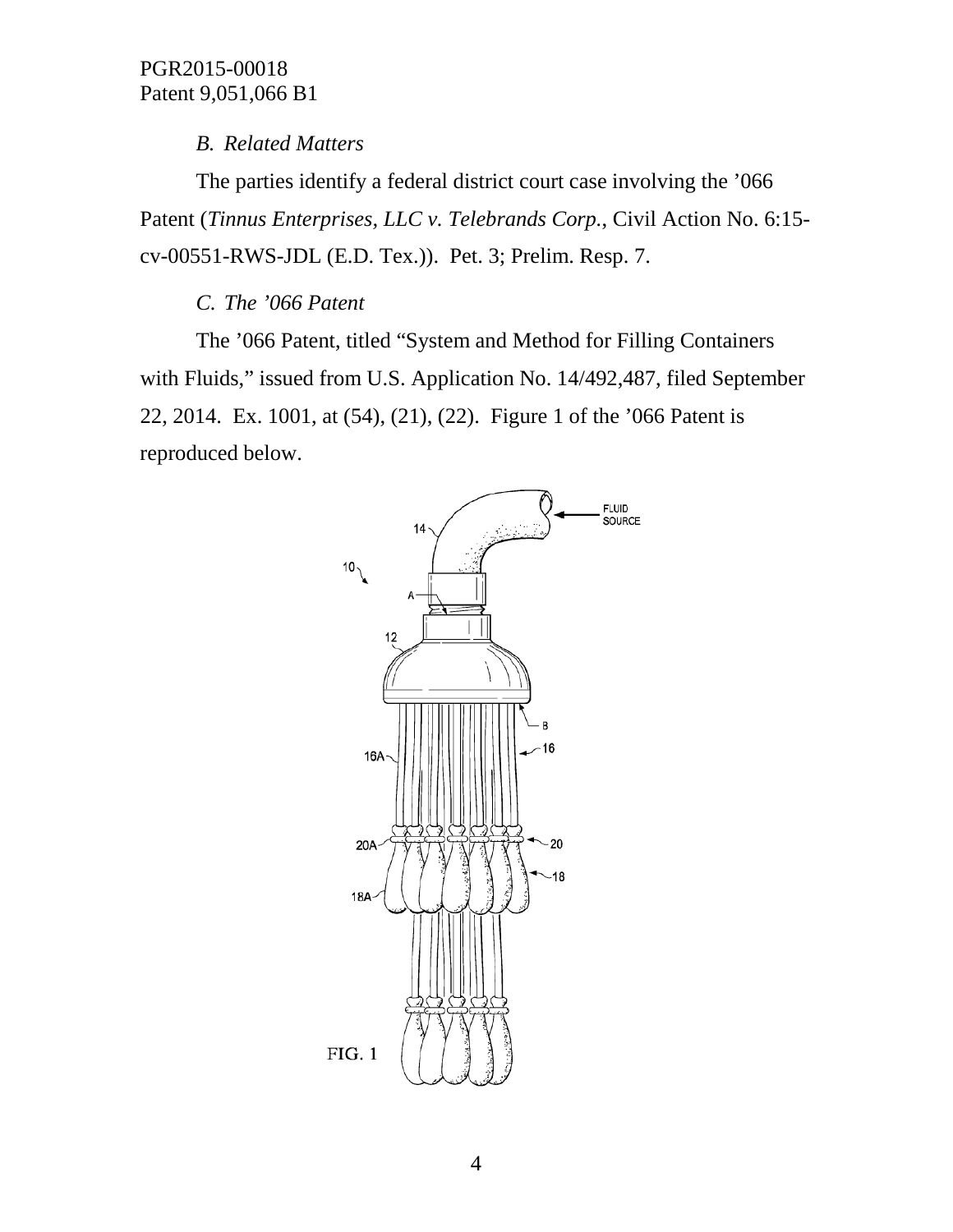### *B. Related Matters*

The parties identify a federal district court case involving the ’066 Patent (*Tinnus Enterprises, LLC v. Telebrands Corp.*, Civil Action No. 6:15-cv-00551-RWS-JDL (E.D. Tex.)). Pet. 3; Prelim. Resp. 7.

### *C. The ’066 Patent*

The ’066 Patent, titled “System and Method for Filling Containers with Fluids,” issued from U.S. Application No. 14/492,487, filed September 22, 2014. Ex. 1001, at (54), (21), (22). Figure 1 of the ’066 Patent is reproduced below.

FIG. 1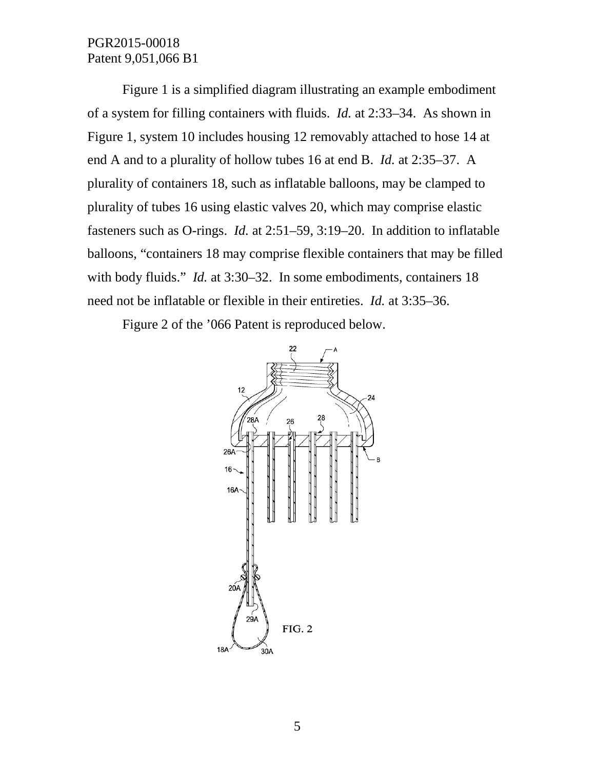Figure 1 is a simplified diagram illustrating an example embodiment of a system for filling containers with fluids. *Id.* at 2:33–34. As shown in Figure 1, system 10 includes housing 12 removably attached to hose 14 at end A and to a plurality of hollow tubes 16 at end B. *Id.* at 2:35–37. A plurality of containers 18, such as inflatable balloons, may be clamped to plurality of tubes 16 using elastic valves 20, which may comprise elastic fasteners such as O-rings. *Id.* at 2:51–59, 3:19–20. In addition to inflatable balloons, "containers 18 may comprise flexible containers that may be filled with body fluids." *Id.* at 3:30–32. In some embodiments, containers 18 need not be inflatable or flexible in their entireties. *Id.* at 3:35–36.

Figure 2 of the '066 Patent is reproduced below.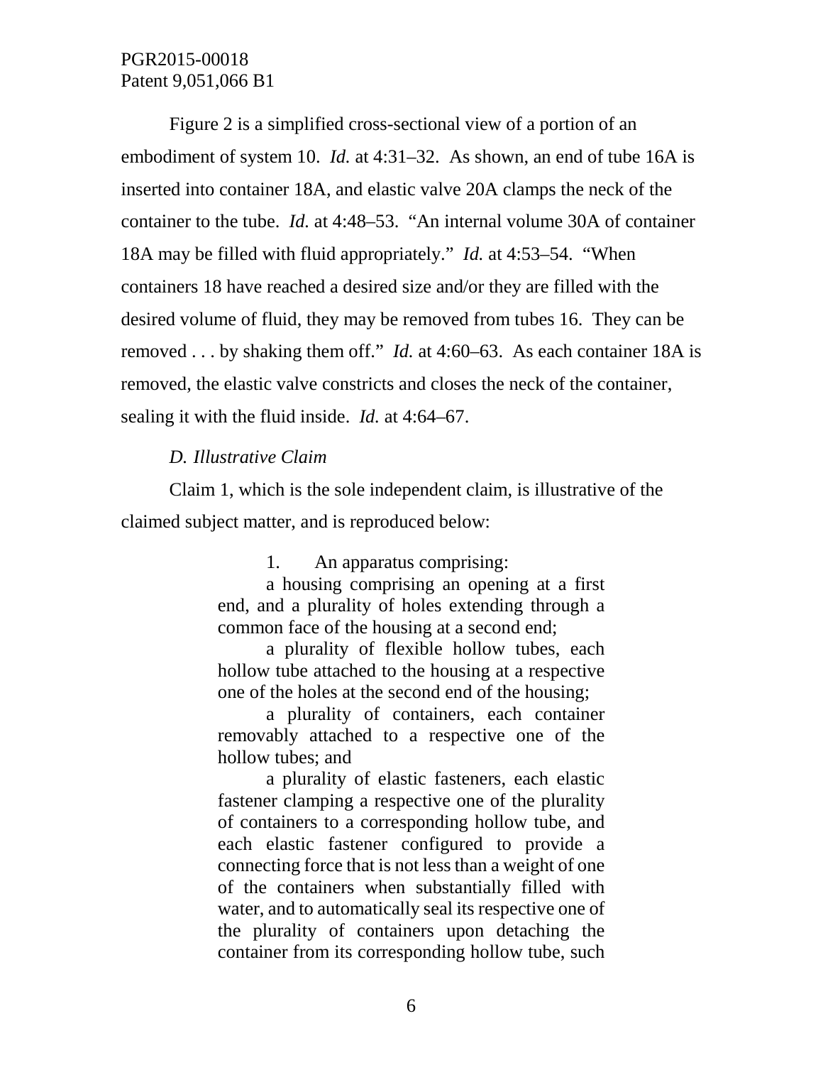Figure 2 is a simplified cross-sectional view of a portion of an embodiment of system 10. *Id.* at 4:31–32. As shown, an end of tube 16A is inserted into container 18A, and elastic valve 20A clamps the neck of the container to the tube. *Id.* at 4:48–53. "An internal volume 30A of container 18A may be filled with fluid appropriately." *Id.* at 4:53–54. "When containers 18 have reached a desired size and/or they are filled with the desired volume of fluid, they may be removed from tubes 16. They can be removed . . . by shaking them off." *Id.* at 4:60–63. As each container 18A is removed, the elastic valve constricts and closes the neck of the container, sealing it with the fluid inside. *Id.* at 4:64–67.

### *D. Illustrative Claim*

Claim 1, which is the sole independent claim, is illustrative of the claimed subject matter, and is reproduced below:

> 1. An apparatus comprising:
>
> a housing comprising an opening at a first end, and a plurality of holes extending through a common face of the housing at a second end;
>
> a plurality of flexible hollow tubes, each hollow tube attached to the housing at a respective one of the holes at the second end of the housing;
>
> a plurality of containers, each container removably attached to a respective one of the hollow tubes; and
>
> a plurality of elastic fasteners, each elastic fastener clamping a respective one of the plurality of containers to a corresponding hollow tube, and each elastic fastener configured to provide a connecting force that is not less than a weight of one of the containers when substantially filled with water, and to automatically seal its respective one of the plurality of containers upon detaching the container from its corresponding hollow tube, such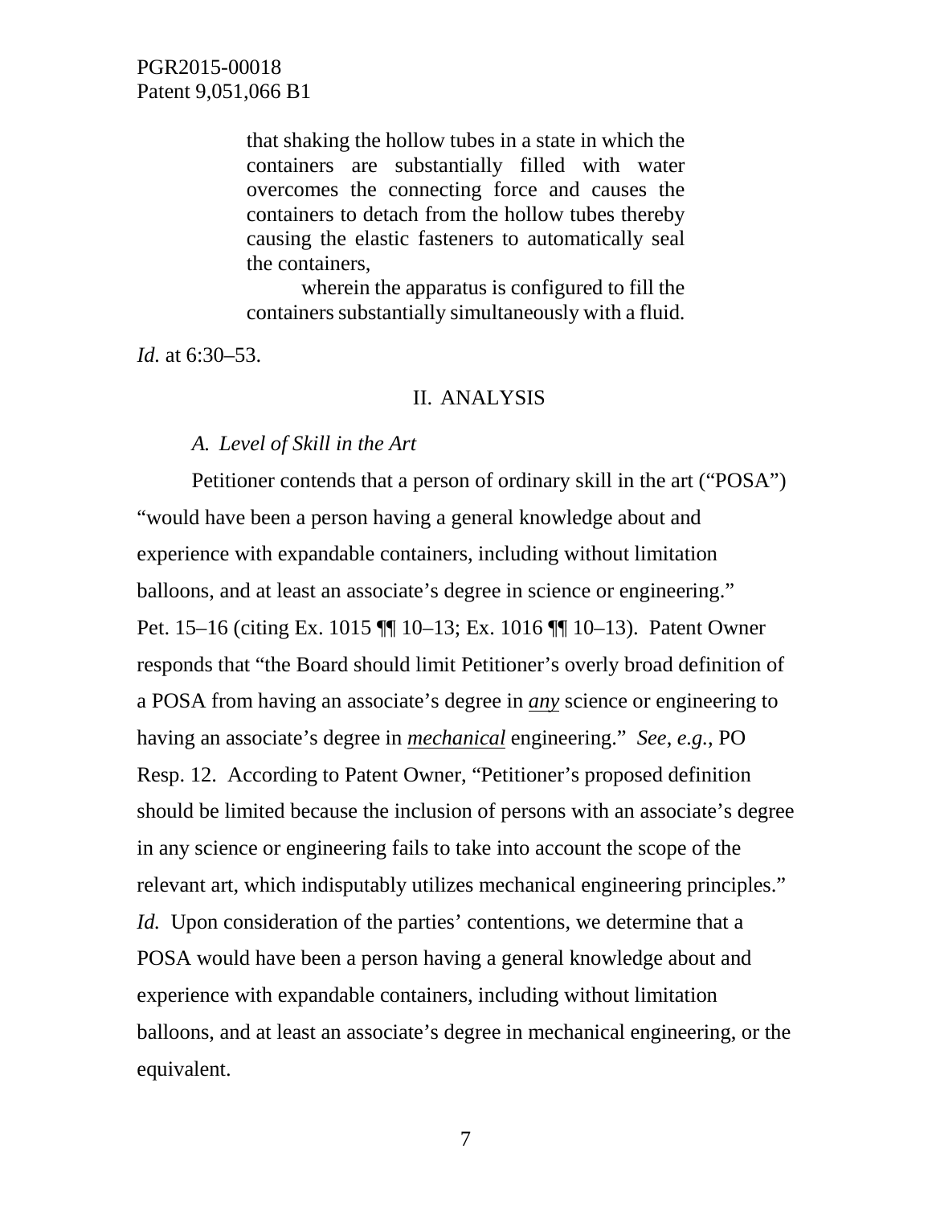> that shaking the hollow tubes in a state in which the containers are substantially filled with water overcomes the connecting force and causes the containers to detach from the hollow tubes thereby causing the elastic fasteners to automatically seal the containers,
>
> wherein the apparatus is configured to fill the containers substantially simultaneously with a fluid.

*Id.* at 6:30–53.

## II. ANALYSIS

### *A. Level of Skill in the Art*

Petitioner contends that a person of ordinary skill in the art ("POSA") "would have been a person having a general knowledge about and experience with expandable containers, including without limitation balloons, and at least an associate's degree in science or engineering." Pet. 15–16 (citing Ex. 1015 ¶¶ 10–13; Ex. 1016 ¶¶ 10–13). Patent Owner responds that "the Board should limit Petitioner's overly broad definition of a POSA from having an associate's degree in ***any*** science or engineering to having an associate's degree in ***mechanical*** engineering." *See, e.g.*, PO Resp. 12. According to Patent Owner, "Petitioner's proposed definition should be limited because the inclusion of persons with an associate's degree in any science or engineering fails to take into account the scope of the relevant art, which indisputably utilizes mechanical engineering principles." *Id.* Upon consideration of the parties' contentions, we determine that a POSA would have been a person having a general knowledge about and experience with expandable containers, including without limitation balloons, and at least an associate's degree in mechanical engineering, or the equivalent.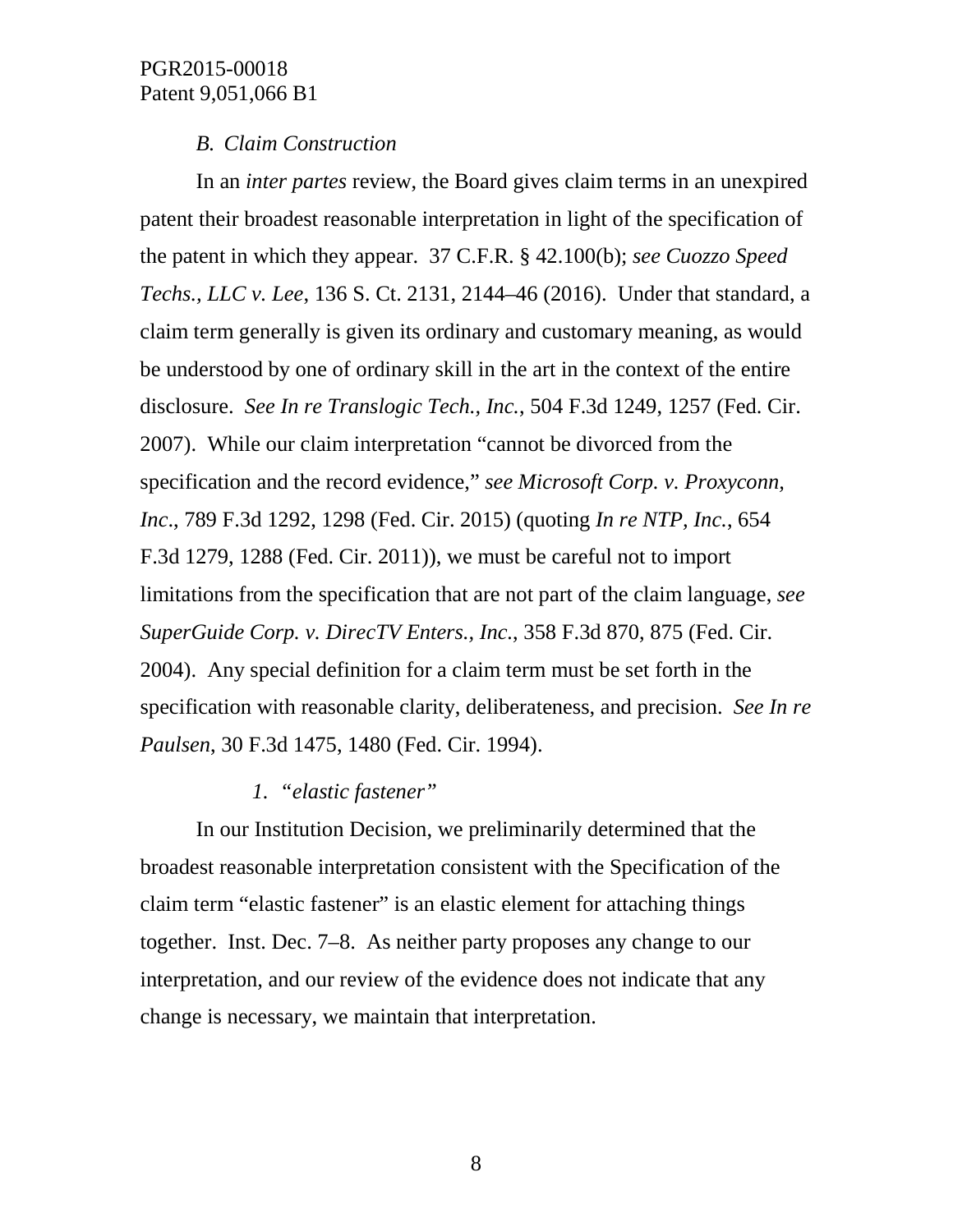### *B. Claim Construction*

In an *inter partes* review, the Board gives claim terms in an unexpired patent their broadest reasonable interpretation in light of the specification of the patent in which they appear. 37 C.F.R. § 42.100(b); *see Cuozzo Speed Techs., LLC v. Lee*, 136 S. Ct. 2131, 2144–46 (2016). Under that standard, a claim term generally is given its ordinary and customary meaning, as would be understood by one of ordinary skill in the art in the context of the entire disclosure. *See In re Translogic Tech., Inc.*, 504 F.3d 1249, 1257 (Fed. Cir. 2007). While our claim interpretation "cannot be divorced from the specification and the record evidence," *see Microsoft Corp. v. Proxyconn, Inc*., 789 F.3d 1292, 1298 (Fed. Cir. 2015) (quoting *In re NTP, Inc.*, 654 F.3d 1279, 1288 (Fed. Cir. 2011)), we must be careful not to import limitations from the specification that are not part of the claim language, *see SuperGuide Corp. v. DirecTV Enters., Inc.*, 358 F.3d 870, 875 (Fed. Cir. 2004). Any special definition for a claim term must be set forth in the specification with reasonable clarity, deliberateness, and precision. *See In re Paulsen*, 30 F.3d 1475, 1480 (Fed. Cir. 1994).

#### *1. "elastic fastener"*

In our Institution Decision, we preliminarily determined that the broadest reasonable interpretation consistent with the Specification of the claim term "elastic fastener" is an elastic element for attaching things together. Inst. Dec. 7–8. As neither party proposes any change to our interpretation, and our review of the evidence does not indicate that any change is necessary, we maintain that interpretation.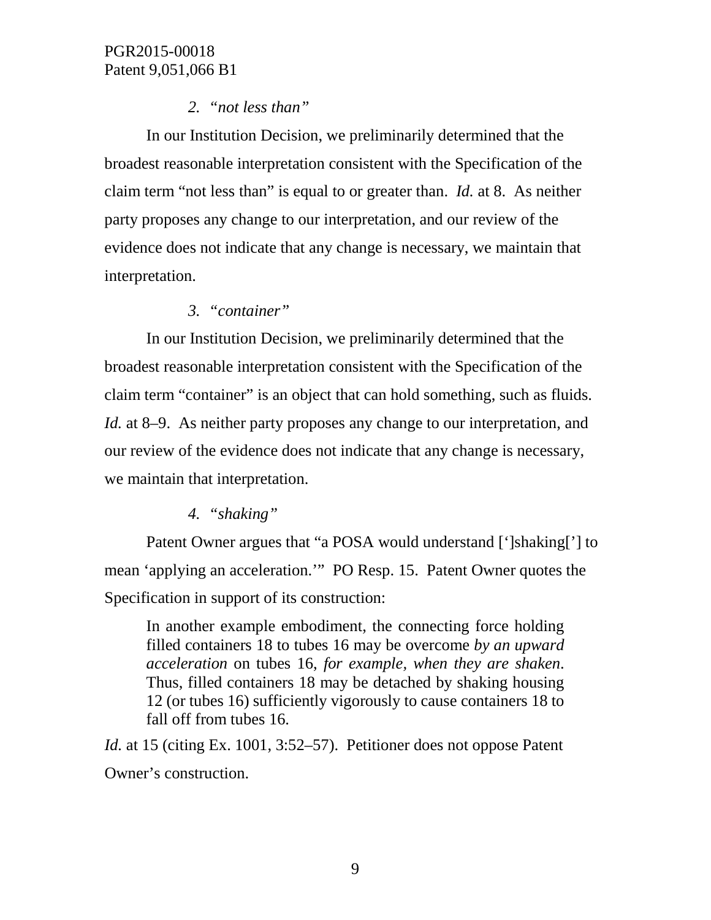### *2. "not less than"*

In our Institution Decision, we preliminarily determined that the broadest reasonable interpretation consistent with the Specification of the claim term "not less than" is equal to or greater than. *Id.* at 8. As neither party proposes any change to our interpretation, and our review of the evidence does not indicate that any change is necessary, we maintain that interpretation.

### *3. "container"*

In our Institution Decision, we preliminarily determined that the broadest reasonable interpretation consistent with the Specification of the claim term "container" is an object that can hold something, such as fluids. *Id.* at 8–9. As neither party proposes any change to our interpretation, and our review of the evidence does not indicate that any change is necessary, we maintain that interpretation.

### *4. "shaking"*

Patent Owner argues that "a POSA would understand [']shaking['] to mean 'applying an acceleration.'" PO Resp. 15. Patent Owner quotes the Specification in support of its construction:

> In another example embodiment, the connecting force holding filled containers 18 to tubes 16 may be overcome *by an upward acceleration* on tubes 16, *for example, when they are shaken*. Thus, filled containers 18 may be detached by shaking housing 12 (or tubes 16) sufficiently vigorously to cause containers 18 to fall off from tubes 16.

*Id.* at 15 (citing Ex. 1001, 3:52–57). Petitioner does not oppose Patent Owner's construction.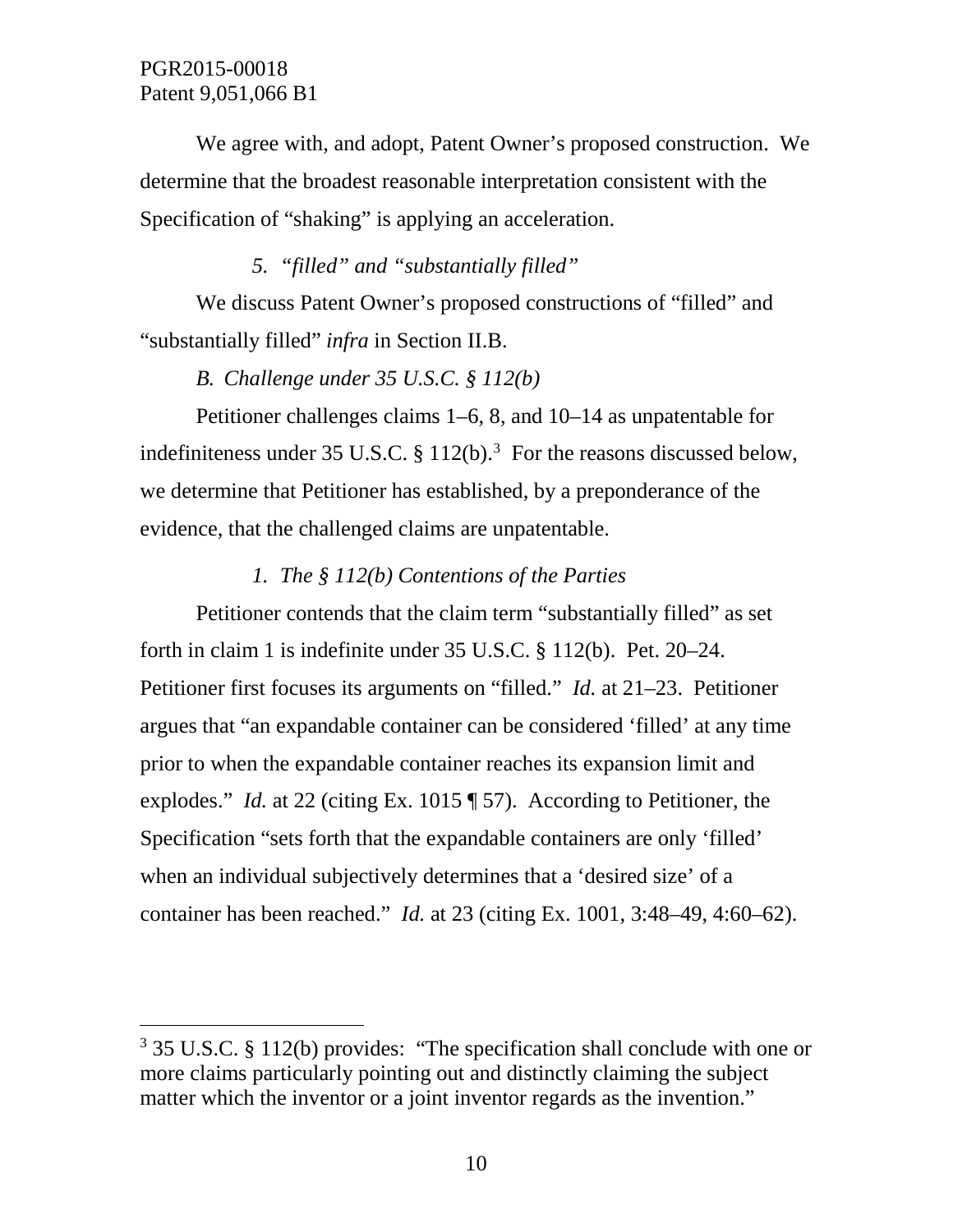We agree with, and adopt, Patent Owner's proposed construction. We determine that the broadest reasonable interpretation consistent with the Specification of "shaking" is applying an acceleration.

*5. "filled" and "substantially filled"*

We discuss Patent Owner's proposed constructions of "filled" and "substantially filled" *infra* in Section II.B.

*B. Challenge under 35 U.S.C. § 112(b)*

Petitioner challenges claims 1–6, 8, and 10–14 as unpatentable for indefiniteness under 35 U.S.C. § 112(b).[3] For the reasons discussed below, we determine that Petitioner has established, by a preponderance of the evidence, that the challenged claims are unpatentable.

*1. The § 112(b) Contentions of the Parties*

Petitioner contends that the claim term "substantially filled" as set forth in claim 1 is indefinite under 35 U.S.C. § 112(b). Pet. 20–24. Petitioner first focuses its arguments on "filled." *Id.* at 21–23. Petitioner argues that "an expandable container can be considered 'filled' at any time prior to when the expandable container reaches its expansion limit and explodes." *Id.* at 22 (citing Ex. 1015 ¶ 57). According to Petitioner, the Specification "sets forth that the expandable containers are only 'filled' when an individual subjectively determines that a 'desired size' of a container has been reached." *Id.* at 23 (citing Ex. 1001, 3:48–49, 4:60–62).

---

[3] 35 U.S.C. § 112(b) provides: "The specification shall conclude with one or more claims particularly pointing out and distinctly claiming the subject matter which the inventor or a joint inventor regards as the invention."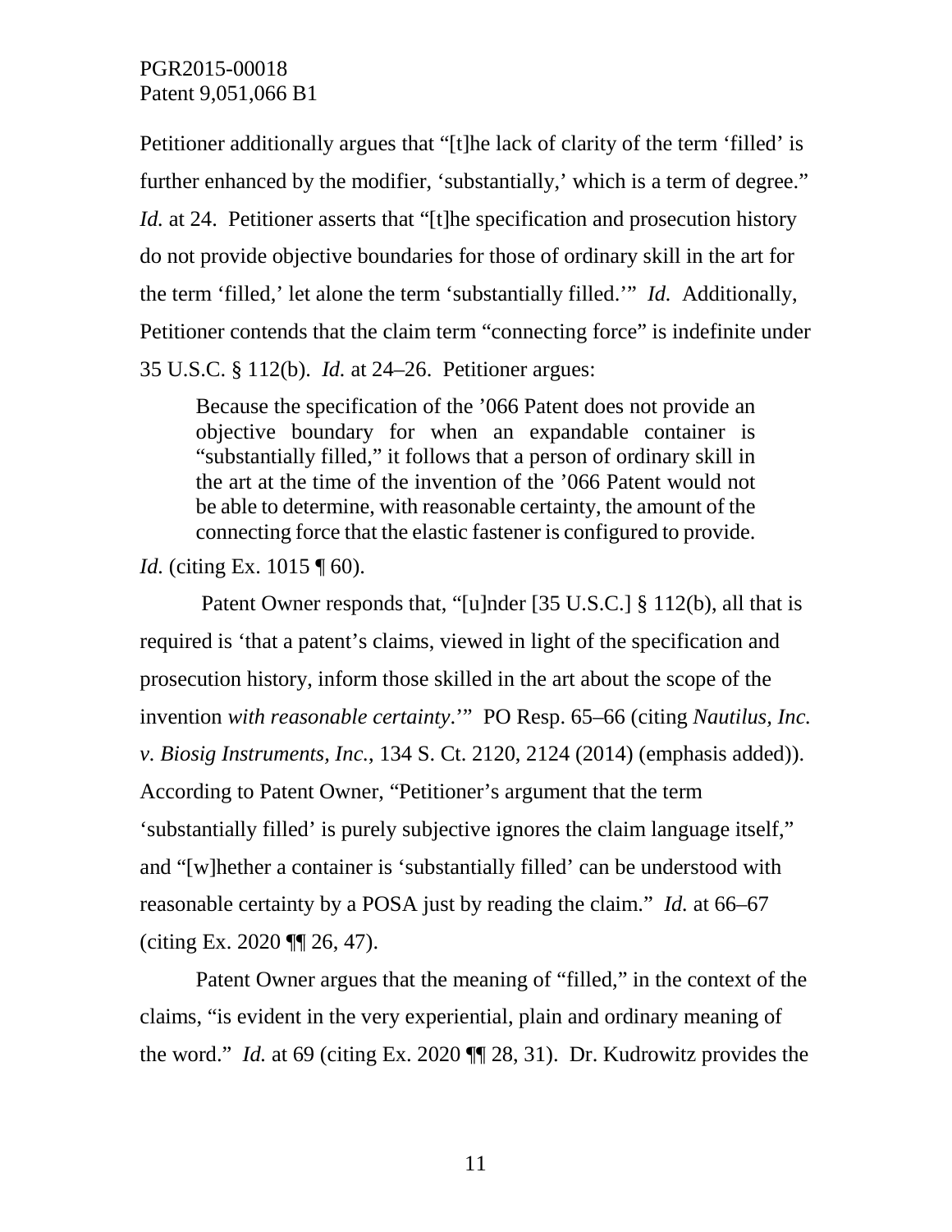Petitioner additionally argues that "[t]he lack of clarity of the term 'filled' is further enhanced by the modifier, 'substantially,' which is a term of degree." *Id.* at 24. Petitioner asserts that "[t]he specification and prosecution history do not provide objective boundaries for those of ordinary skill in the art for the term 'filled,' let alone the term 'substantially filled.'" *Id.* Additionally, Petitioner contends that the claim term "connecting force" is indefinite under 35 U.S.C. § 112(b). *Id.* at 24–26. Petitioner argues:

> Because the specification of the '066 Patent does not provide an objective boundary for when an expandable container is "substantially filled," it follows that a person of ordinary skill in the art at the time of the invention of the '066 Patent would not be able to determine, with reasonable certainty, the amount of the connecting force that the elastic fastener is configured to provide.

*Id.* (citing Ex. 1015 ¶ 60).

Patent Owner responds that, "[u]nder [35 U.S.C.] § 112(b), all that is required is 'that a patent's claims, viewed in light of the specification and prosecution history, inform those skilled in the art about the scope of the invention *with reasonable certainty*.'" PO Resp. 65–66 (citing *Nautilus, Inc. v. Biosig Instruments, Inc.*, 134 S. Ct. 2120, 2124 (2014) (emphasis added)). According to Patent Owner, "Petitioner's argument that the term 'substantially filled' is purely subjective ignores the claim language itself," and "[w]hether a container is 'substantially filled' can be understood with reasonable certainty by a POSA just by reading the claim." *Id.* at 66–67 (citing Ex. 2020 ¶¶ 26, 47).

Patent Owner argues that the meaning of "filled," in the context of the claims, "is evident in the very experiential, plain and ordinary meaning of the word." *Id.* at 69 (citing Ex. 2020 ¶¶ 28, 31). Dr. Kudrowitz provides the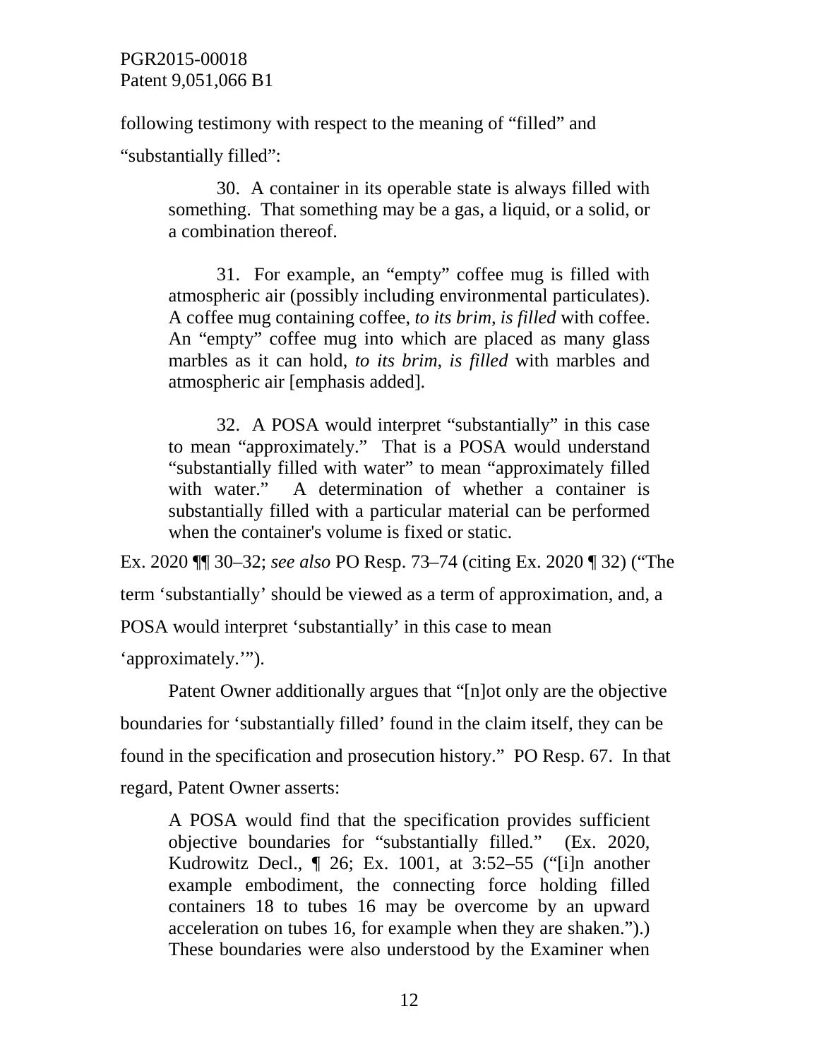following testimony with respect to the meaning of "filled" and "substantially filled":

> 30. A container in its operable state is always filled with something. That something may be a gas, a liquid, or a solid, or a combination thereof.
>
> 31. For example, an "empty" coffee mug is filled with atmospheric air (possibly including environmental particulates). A coffee mug containing coffee, *to its brim, is filled* with coffee. An "empty" coffee mug into which are placed as many glass marbles as it can hold, *to its brim, is filled* with marbles and atmospheric air [emphasis added].
>
> 32. A POSA would interpret "substantially" in this case to mean "approximately." That is a POSA would understand "substantially filled with water" to mean "approximately filled with water." A determination of whether a container is substantially filled with a particular material can be performed when the container's volume is fixed or static.

Ex. 2020 ¶¶ 30–32; *see also* PO Resp. 73–74 (citing Ex. 2020 ¶ 32) ("The term 'substantially' should be viewed as a term of approximation, and, a POSA would interpret 'substantially' in this case to mean 'approximately.'").

Patent Owner additionally argues that "[n]ot only are the objective boundaries for 'substantially filled' found in the claim itself, they can be found in the specification and prosecution history." PO Resp. 67. In that regard, Patent Owner asserts:

> A POSA would find that the specification provides sufficient objective boundaries for "substantially filled." (Ex. 2020, Kudrowitz Decl., ¶ 26; Ex. 1001, at 3:52–55 ("[i]n another example embodiment, the connecting force holding filled containers 18 to tubes 16 may be overcome by an upward acceleration on tubes 16, for example when they are shaken.").) These boundaries were also understood by the Examiner when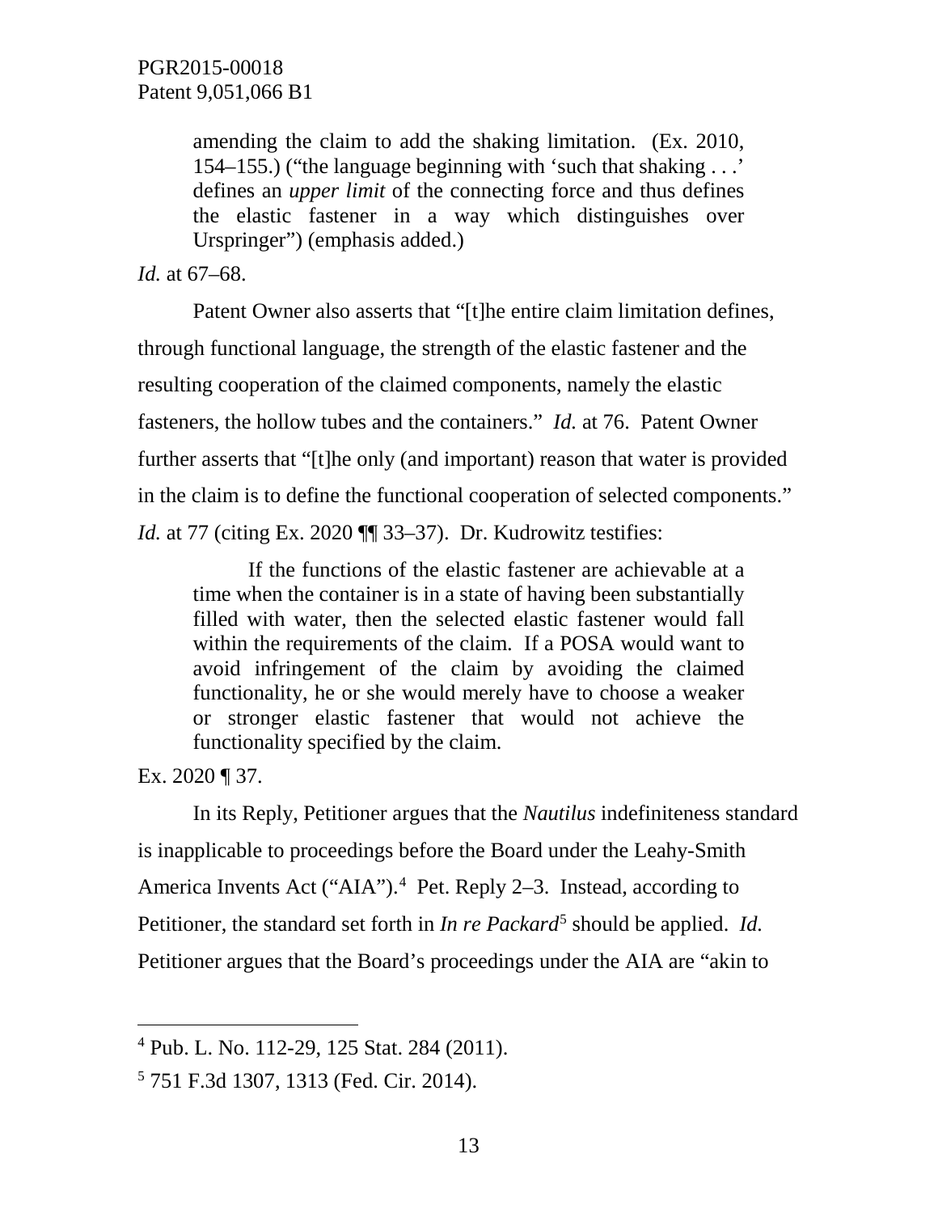> amending the claim to add the shaking limitation. (Ex. 2010, 154–155.) ("the language beginning with 'such that shaking . . .' defines an *upper limit* of the connecting force and thus defines the elastic fastener in a way which distinguishes over Urspringer") (emphasis added.)

*Id.* at 67–68.

Patent Owner also asserts that "[t]he entire claim limitation defines, through functional language, the strength of the elastic fastener and the resulting cooperation of the claimed components, namely the elastic fasteners, the hollow tubes and the containers." *Id.* at 76. Patent Owner further asserts that "[t]he only (and important) reason that water is provided in the claim is to define the functional cooperation of selected components." *Id.* at 77 (citing Ex. 2020 ¶¶ 33–37). Dr. Kudrowitz testifies:

> If the functions of the elastic fastener are achievable at a time when the container is in a state of having been substantially filled with water, then the selected elastic fastener would fall within the requirements of the claim. If a POSA would want to avoid infringement of the claim by avoiding the claimed functionality, he or she would merely have to choose a weaker or stronger elastic fastener that would not achieve the functionality specified by the claim.

Ex. 2020 ¶ 37.

In its Reply, Petitioner argues that the *Nautilus* indefiniteness standard is inapplicable to proceedings before the Board under the Leahy-Smith America Invents Act ("AIA").[4] Pet. Reply 2–3. Instead, according to Petitioner, the standard set forth in *In re Packard*[5] should be applied. *Id.* Petitioner argues that the Board's proceedings under the AIA are "akin to

---

[4] Pub. L. No. 112-29, 125 Stat. 284 (2011).

[5] 751 F.3d 1307, 1313 (Fed. Cir. 2014).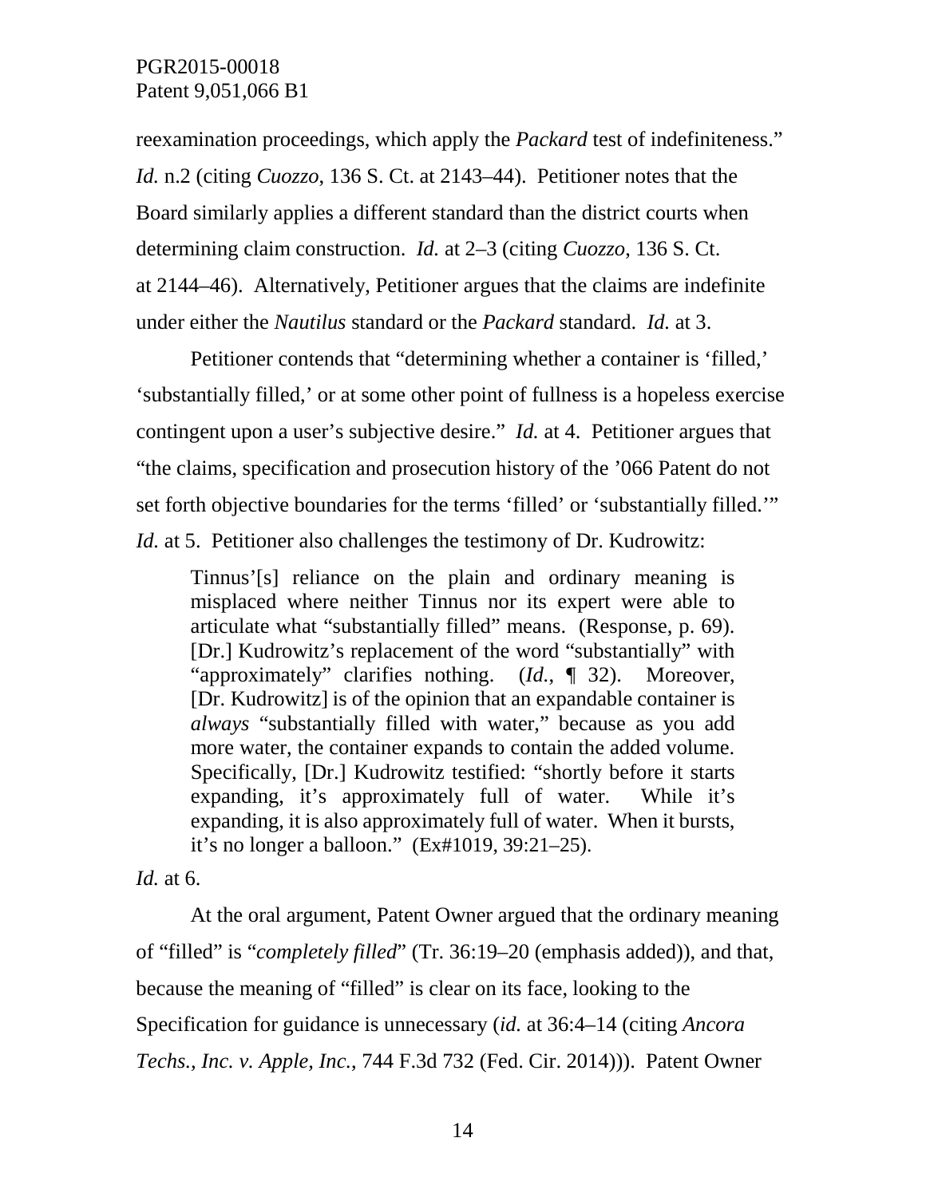reexamination proceedings, which apply the *Packard* test of indefiniteness." *Id.* n.2 (citing *Cuozzo*, 136 S. Ct. at 2143–44). Petitioner notes that the Board similarly applies a different standard than the district courts when determining claim construction. *Id.* at 2–3 (citing *Cuozzo*, 136 S. Ct. at 2144–46). Alternatively, Petitioner argues that the claims are indefinite under either the *Nautilus* standard or the *Packard* standard. *Id.* at 3.

Petitioner contends that "determining whether a container is 'filled,' 'substantially filled,' or at some other point of fullness is a hopeless exercise contingent upon a user's subjective desire." *Id.* at 4. Petitioner argues that "the claims, specification and prosecution history of the '066 Patent do not set forth objective boundaries for the terms 'filled' or 'substantially filled.'" *Id.* at 5. Petitioner also challenges the testimony of Dr. Kudrowitz:

> Tinnus'[s] reliance on the plain and ordinary meaning is misplaced where neither Tinnus nor its expert were able to articulate what "substantially filled" means. (Response, p. 69). [Dr.] Kudrowitz's replacement of the word "substantially" with "approximately" clarifies nothing. (*Id.*, ¶ 32). Moreover, [Dr. Kudrowitz] is of the opinion that an expandable container is *always* "substantially filled with water," because as you add more water, the container expands to contain the added volume. Specifically, [Dr.] Kudrowitz testified: "shortly before it starts expanding, it's approximately full of water. While it's expanding, it is also approximately full of water. When it bursts, it's no longer a balloon." (Ex#1019, 39:21–25).

*Id.* at 6.

At the oral argument, Patent Owner argued that the ordinary meaning of "filled" is "*completely filled*" (Tr. 36:19–20 (emphasis added)), and that, because the meaning of "filled" is clear on its face, looking to the Specification for guidance is unnecessary (*id.* at 36:4–14 (citing *Ancora Techs., Inc. v. Apple, Inc.*, 744 F.3d 732 (Fed. Cir. 2014))). Patent Owner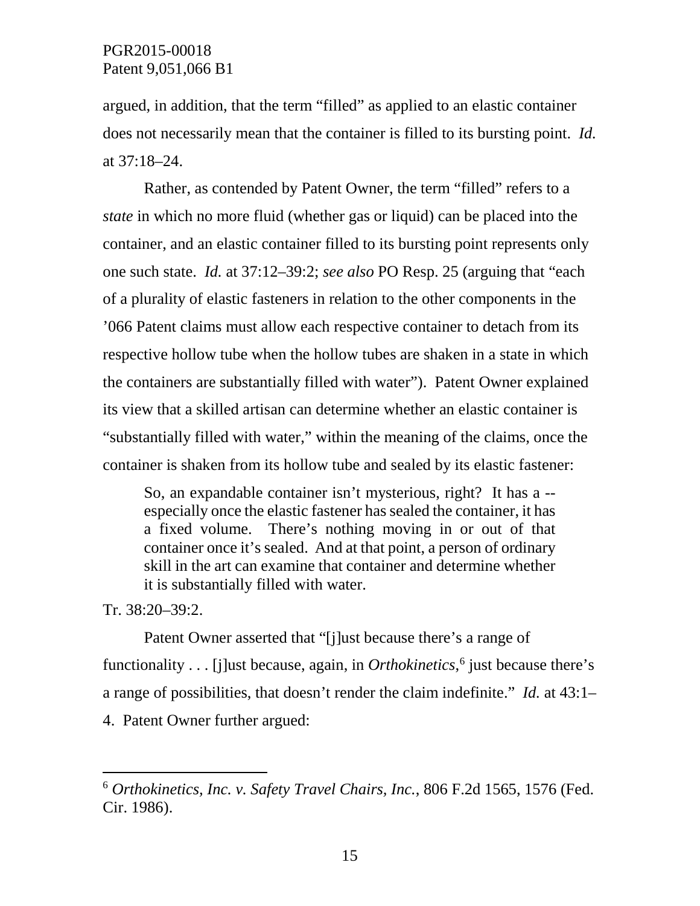argued, in addition, that the term "filled" as applied to an elastic container does not necessarily mean that the container is filled to its bursting point. *Id.* at 37:18–24.

Rather, as contended by Patent Owner, the term "filled" refers to a *state* in which no more fluid (whether gas or liquid) can be placed into the container, and an elastic container filled to its bursting point represents only one such state. *Id.* at 37:12–39:2; *see also* PO Resp. 25 (arguing that "each of a plurality of elastic fasteners in relation to the other components in the '066 Patent claims must allow each respective container to detach from its respective hollow tube when the hollow tubes are shaken in a state in which the containers are substantially filled with water"). Patent Owner explained its view that a skilled artisan can determine whether an elastic container is "substantially filled with water," within the meaning of the claims, once the container is shaken from its hollow tube and sealed by its elastic fastener:

> So, an expandable container isn't mysterious, right? It has a -- especially once the elastic fastener has sealed the container, it has a fixed volume. There's nothing moving in or out of that container once it's sealed. And at that point, a person of ordinary skill in the art can examine that container and determine whether it is substantially filled with water.

Tr. 38:20–39:2.

Patent Owner asserted that "[j]ust because there's a range of functionality . . . [j]ust because, again, in *Orthokinetics*,[6] just because there's a range of possibilities, that doesn't render the claim indefinite." *Id.* at 43:1–4. Patent Owner further argued:

---

[6] *Orthokinetics, Inc. v. Safety Travel Chairs, Inc.*, 806 F.2d 1565, 1576 (Fed. Cir. 1986).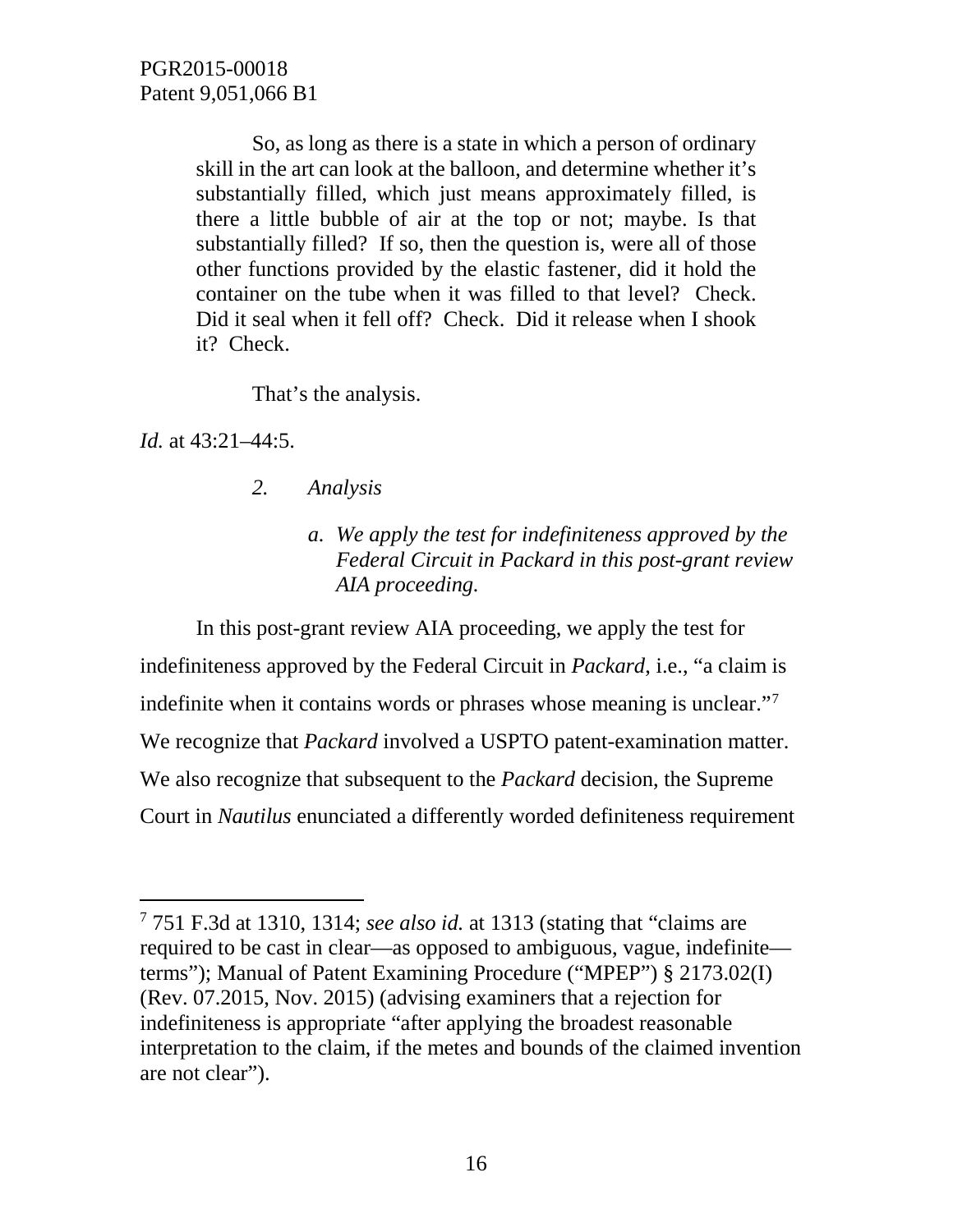> So, as long as there is a state in which a person of ordinary skill in the art can look at the balloon, and determine whether it's substantially filled, which just means approximately filled, is there a little bubble of air at the top or not; maybe. Is that substantially filled? If so, then the question is, were all of those other functions provided by the elastic fastener, did it hold the container on the tube when it was filled to that level? Check. Did it seal when it fell off? Check. Did it release when I shook it? Check.
>
> That's the analysis.

*Id.* at 43:21–44:5.

*2. Analysis*

*a. We apply the test for indefiniteness approved by the Federal Circuit in Packard in this post-grant review AIA proceeding.*

In this post-grant review AIA proceeding, we apply the test for indefiniteness approved by the Federal Circuit in *Packard*, i.e., "a claim is indefinite when it contains words or phrases whose meaning is unclear."[7] We recognize that *Packard* involved a USPTO patent-examination matter. We also recognize that subsequent to the *Packard* decision, the Supreme Court in *Nautilus* enunciated a differently worded definiteness requirement

---

[7] 751 F.3d at 1310, 1314; *see also id.* at 1313 (stating that "claims are required to be cast in clear—as opposed to ambiguous, vague, indefinite—terms"); Manual of Patent Examining Procedure ("MPEP") § 2173.02(I) (Rev. 07.2015, Nov. 2015) (advising examiners that a rejection for indefiniteness is appropriate "after applying the broadest reasonable interpretation to the claim, if the metes and bounds of the claimed invention are not clear").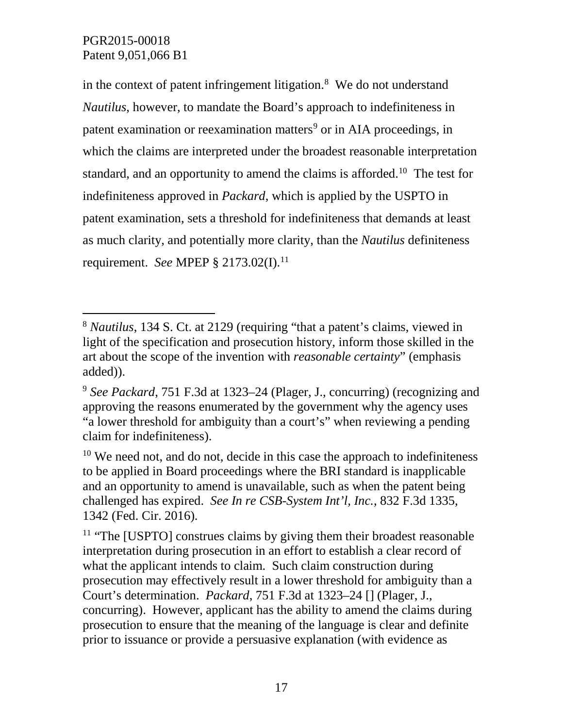in the context of patent infringement litigation.[8] We do not understand *Nautilus,* however, to mandate the Board's approach to indefiniteness in patent examination or reexamination matters[9] or in AIA proceedings, in which the claims are interpreted under the broadest reasonable interpretation standard, and an opportunity to amend the claims is afforded.[10] The test for indefiniteness approved in *Packard*, which is applied by the USPTO in patent examination, sets a threshold for indefiniteness that demands at least as much clarity, and potentially more clarity, than the *Nautilus* definiteness requirement. *See* MPEP § 2173.02(I).[11]

---

[8] *Nautilus,* 134 S. Ct. at 2129 (requiring "that a patent's claims, viewed in light of the specification and prosecution history, inform those skilled in the art about the scope of the invention with *reasonable certainty*" (emphasis added)).

[9] *See Packard*, 751 F.3d at 1323–24 (Plager, J., concurring) (recognizing and approving the reasons enumerated by the government why the agency uses "a lower threshold for ambiguity than a court's" when reviewing a pending claim for indefiniteness).

[10] We need not, and do not, decide in this case the approach to indefiniteness to be applied in Board proceedings where the BRI standard is inapplicable and an opportunity to amend is unavailable, such as when the patent being challenged has expired. *See In re CSB-System Int'l, Inc.*, 832 F.3d 1335, 1342 (Fed. Cir. 2016).

[11] "The [USPTO] construes claims by giving them their broadest reasonable interpretation during prosecution in an effort to establish a clear record of what the applicant intends to claim. Such claim construction during prosecution may effectively result in a lower threshold for ambiguity than a Court's determination. *Packard*, 751 F.3d at 1323–24 [] (Plager, J., concurring). However, applicant has the ability to amend the claims during prosecution to ensure that the meaning of the language is clear and definite prior to issuance or provide a persuasive explanation (with evidence as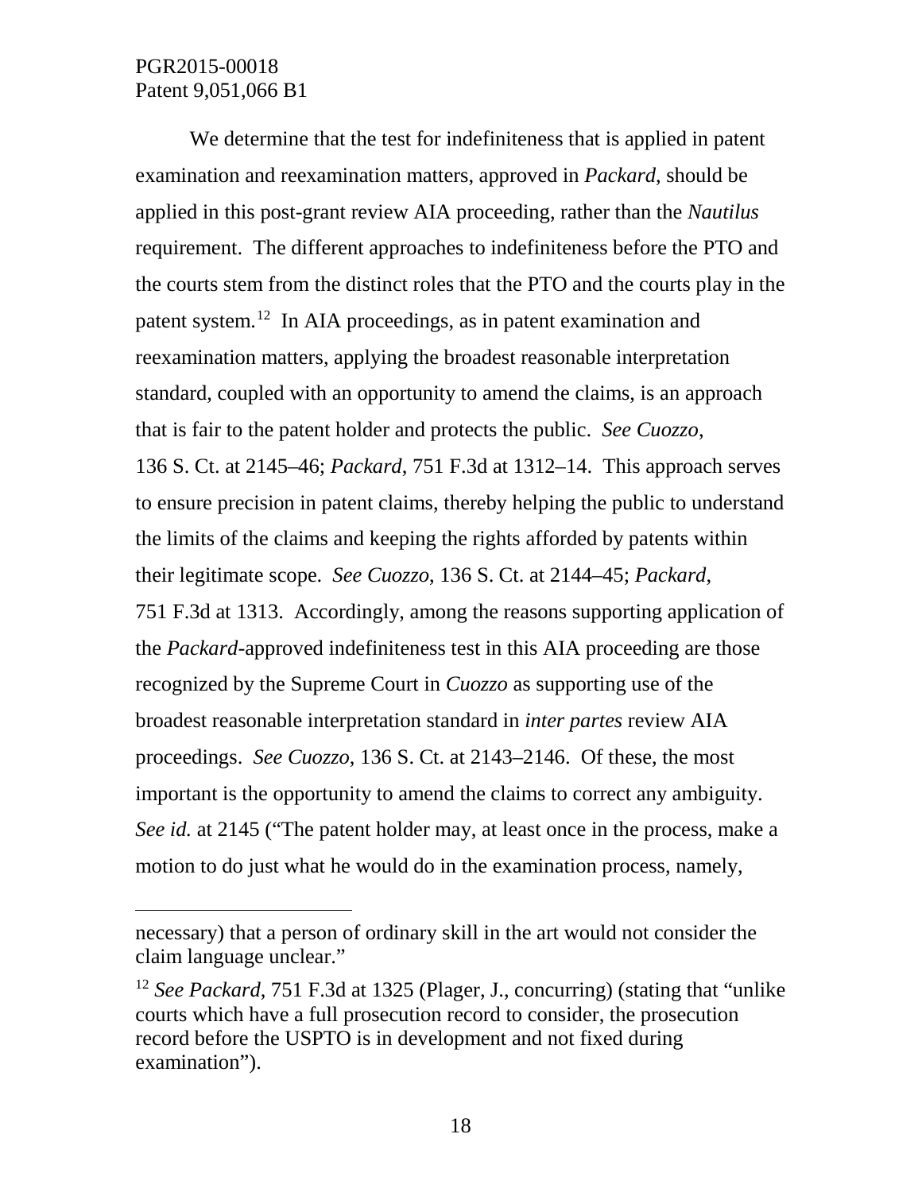We determine that the test for indefiniteness that is applied in patent examination and reexamination matters, approved in *Packard*, should be applied in this post-grant review AIA proceeding, rather than the *Nautilus* requirement. The different approaches to indefiniteness before the PTO and the courts stem from the distinct roles that the PTO and the courts play in the patent system.[12] In AIA proceedings, as in patent examination and reexamination matters, applying the broadest reasonable interpretation standard, coupled with an opportunity to amend the claims, is an approach that is fair to the patent holder and protects the public. *See Cuozzo*, 136 S. Ct. at 2145–46; *Packard*, 751 F.3d at 1312–14. This approach serves to ensure precision in patent claims, thereby helping the public to understand the limits of the claims and keeping the rights afforded by patents within their legitimate scope. *See Cuozzo*, 136 S. Ct. at 2144–45; *Packard*, 751 F.3d at 1313. Accordingly, among the reasons supporting application of the *Packard*-approved indefiniteness test in this AIA proceeding are those recognized by the Supreme Court in *Cuozzo* as supporting use of the broadest reasonable interpretation standard in *inter partes* review AIA proceedings. *See Cuozzo*, 136 S. Ct. at 2143–2146. Of these, the most important is the opportunity to amend the claims to correct any ambiguity. *See id.* at 2145 ("The patent holder may, at least once in the process, make a motion to do just what he would do in the examination process, namely,

---

necessary) that a person of ordinary skill in the art would not consider the claim language unclear."

[12] *See Packard*, 751 F.3d at 1325 (Plager, J., concurring) (stating that "unlike courts which have a full prosecution record to consider, the prosecution record before the USPTO is in development and not fixed during examination").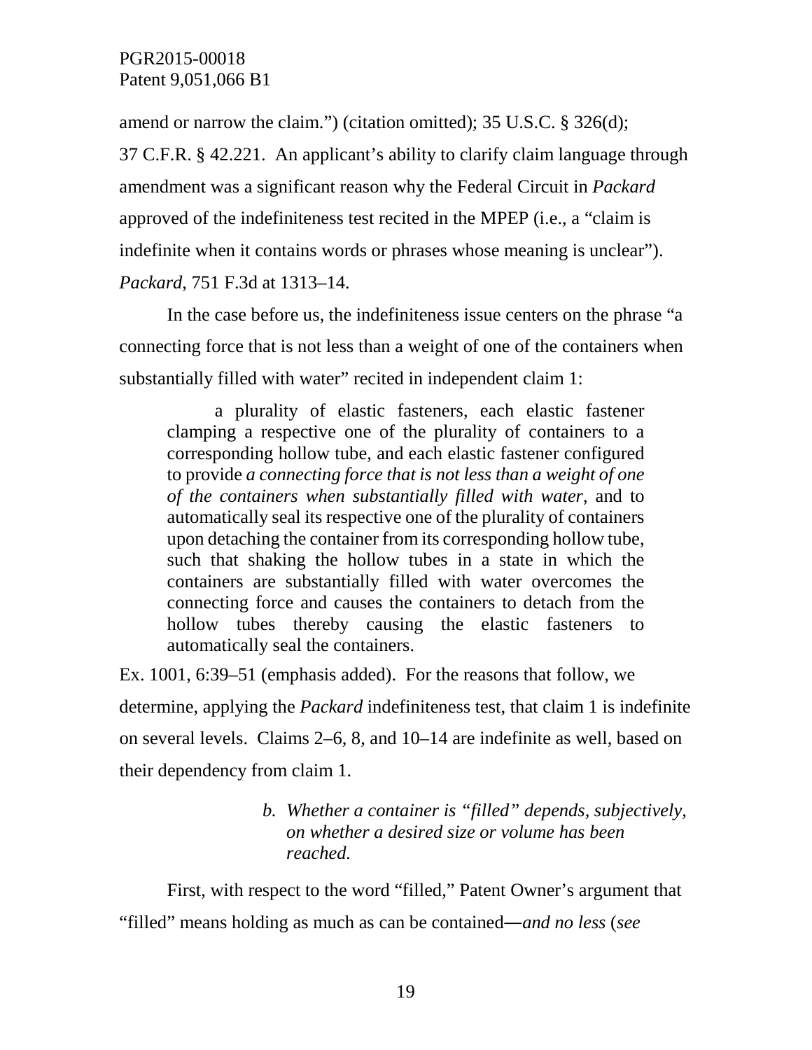amend or narrow the claim.") (citation omitted); 35 U.S.C. § 326(d); 37 C.F.R. § 42.221. An applicant's ability to clarify claim language through amendment was a significant reason why the Federal Circuit in *Packard* approved of the indefiniteness test recited in the MPEP (i.e., a "claim is indefinite when it contains words or phrases whose meaning is unclear"). *Packard*, 751 F.3d at 1313–14.

In the case before us, the indefiniteness issue centers on the phrase "a connecting force that is not less than a weight of one of the containers when substantially filled with water" recited in independent claim 1:

> a plurality of elastic fasteners, each elastic fastener clamping a respective one of the plurality of containers to a corresponding hollow tube, and each elastic fastener configured to provide *a connecting force that is not less than a weight of one of the containers when substantially filled with water*, and to automatically seal its respective one of the plurality of containers upon detaching the container from its corresponding hollow tube, such that shaking the hollow tubes in a state in which the containers are substantially filled with water overcomes the connecting force and causes the containers to detach from the hollow tubes thereby causing the elastic fasteners to automatically seal the containers.

Ex. 1001, 6:39–51 (emphasis added). For the reasons that follow, we determine, applying the *Packard* indefiniteness test, that claim 1 is indefinite on several levels. Claims 2–6, 8, and 10–14 are indefinite as well, based on their dependency from claim 1.

> *b. Whether a container is "filled" depends, subjectively, on whether a desired size or volume has been reached.*

First, with respect to the word "filled," Patent Owner's argument that "filled" means holding as much as can be contained―*and no less* (*see*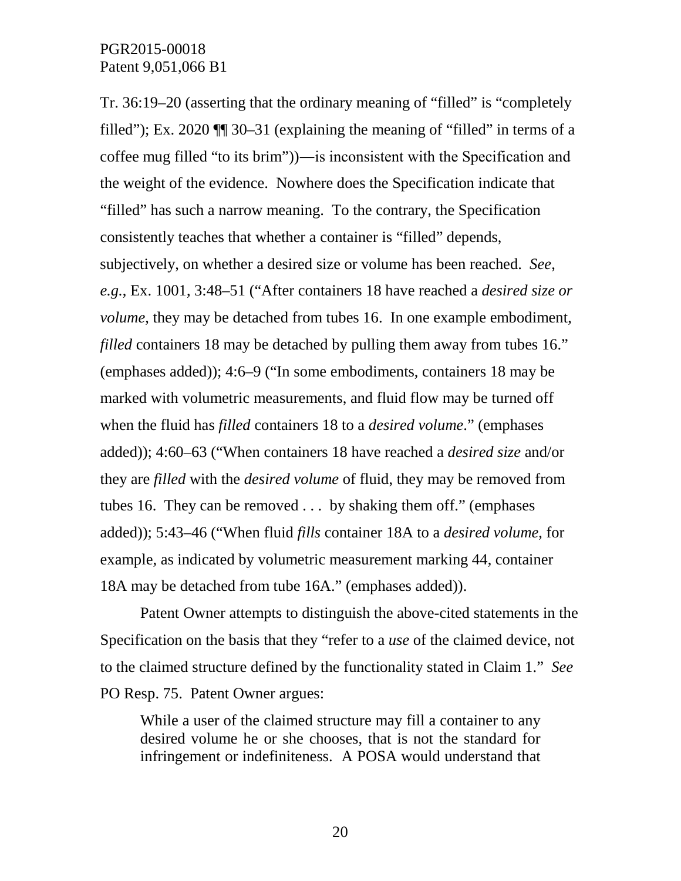Tr. 36:19–20 (asserting that the ordinary meaning of "filled" is "completely filled"); Ex. 2020 ¶¶ 30–31 (explaining the meaning of "filled" in terms of a coffee mug filled "to its brim"))—is inconsistent with the Specification and the weight of the evidence. Nowhere does the Specification indicate that "filled" has such a narrow meaning. To the contrary, the Specification consistently teaches that whether a container is "filled" depends, subjectively, on whether a desired size or volume has been reached. *See*, *e.g.*, Ex. 1001, 3:48–51 ("After containers 18 have reached a *desired size or volume,* they may be detached from tubes 16. In one example embodiment, *filled* containers 18 may be detached by pulling them away from tubes 16." (emphases added)); 4:6–9 ("In some embodiments, containers 18 may be marked with volumetric measurements, and fluid flow may be turned off when the fluid has *filled* containers 18 to a *desired volume*." (emphases added)); 4:60–63 ("When containers 18 have reached a *desired size* and/or they are *filled* with the *desired volume* of fluid, they may be removed from tubes 16. They can be removed . . . by shaking them off." (emphases added)); 5:43–46 ("When fluid *fills* container 18A to a *desired volume,* for example, as indicated by volumetric measurement marking 44, container 18A may be detached from tube 16A." (emphases added)).

Patent Owner attempts to distinguish the above-cited statements in the Specification on the basis that they "refer to a *use* of the claimed device, not to the claimed structure defined by the functionality stated in Claim 1." *See* PO Resp. 75. Patent Owner argues:

> While a user of the claimed structure may fill a container to any desired volume he or she chooses, that is not the standard for infringement or indefiniteness. A POSA would understand that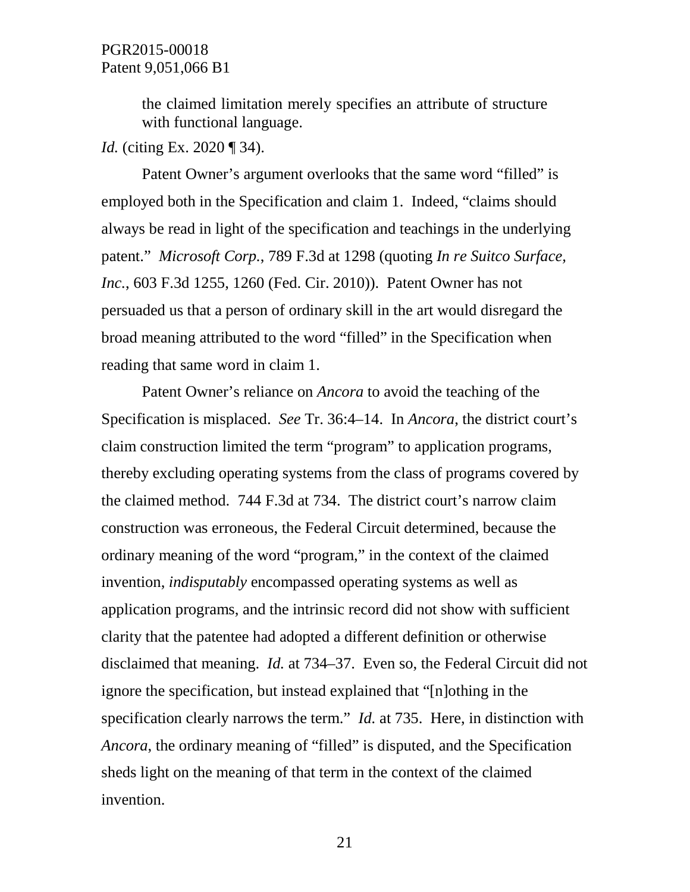> the claimed limitation merely specifies an attribute of structure with functional language.

*Id.* (citing Ex. 2020 ¶ 34).

Patent Owner's argument overlooks that the same word "filled" is employed both in the Specification and claim 1. Indeed, "claims should always be read in light of the specification and teachings in the underlying patent." *Microsoft Corp.*, 789 F.3d at 1298 (quoting *In re Suitco Surface, Inc.*, 603 F.3d 1255, 1260 (Fed. Cir. 2010)). Patent Owner has not persuaded us that a person of ordinary skill in the art would disregard the broad meaning attributed to the word "filled" in the Specification when reading that same word in claim 1.

Patent Owner's reliance on *Ancora* to avoid the teaching of the Specification is misplaced. *See* Tr. 36:4–14. In *Ancora*, the district court's claim construction limited the term "program" to application programs, thereby excluding operating systems from the class of programs covered by the claimed method. 744 F.3d at 734. The district court's narrow claim construction was erroneous, the Federal Circuit determined, because the ordinary meaning of the word "program," in the context of the claimed invention, *indisputably* encompassed operating systems as well as application programs, and the intrinsic record did not show with sufficient clarity that the patentee had adopted a different definition or otherwise disclaimed that meaning. *Id.* at 734–37. Even so, the Federal Circuit did not ignore the specification, but instead explained that "[n]othing in the specification clearly narrows the term." *Id.* at 735. Here, in distinction with *Ancora*, the ordinary meaning of "filled" is disputed, and the Specification sheds light on the meaning of that term in the context of the claimed invention.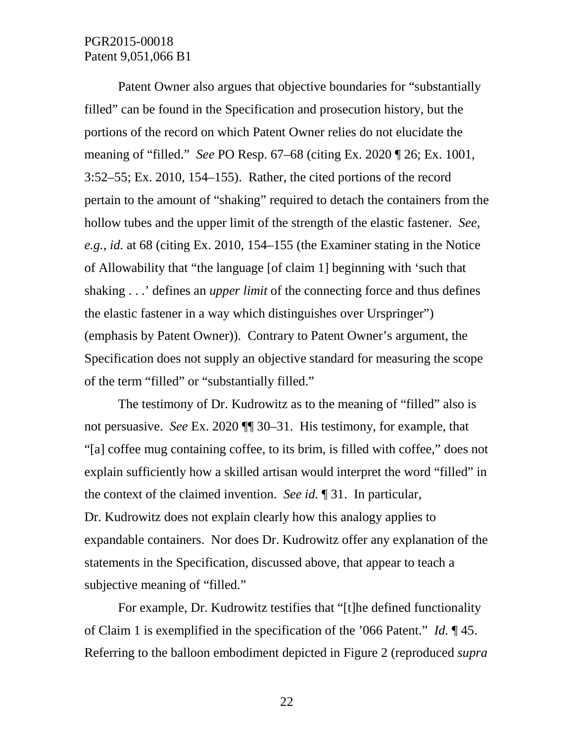Patent Owner also argues that objective boundaries for "substantially filled" can be found in the Specification and prosecution history, but the portions of the record on which Patent Owner relies do not elucidate the meaning of "filled." *See* PO Resp. 67–68 (citing Ex. 2020 ¶ 26; Ex. 1001, 3:52–55; Ex. 2010, 154–155). Rather, the cited portions of the record pertain to the amount of "shaking" required to detach the containers from the hollow tubes and the upper limit of the strength of the elastic fastener. *See*, *e.g.*, *id.* at 68 (citing Ex. 2010, 154–155 (the Examiner stating in the Notice of Allowability that "the language [of claim 1] beginning with 'such that shaking . . .' defines an *upper limit* of the connecting force and thus defines the elastic fastener in a way which distinguishes over Urspringer") (emphasis by Patent Owner)). Contrary to Patent Owner's argument, the Specification does not supply an objective standard for measuring the scope of the term "filled" or "substantially filled."

The testimony of Dr. Kudrowitz as to the meaning of "filled" also is not persuasive. *See* Ex. 2020 ¶¶ 30–31. His testimony, for example, that "[a] coffee mug containing coffee, to its brim, is filled with coffee," does not explain sufficiently how a skilled artisan would interpret the word "filled" in the context of the claimed invention. *See id.* ¶ 31. In particular, Dr. Kudrowitz does not explain clearly how this analogy applies to expandable containers. Nor does Dr. Kudrowitz offer any explanation of the statements in the Specification, discussed above, that appear to teach a subjective meaning of "filled."

For example, Dr. Kudrowitz testifies that "[t]he defined functionality of Claim 1 is exemplified in the specification of the '066 Patent." *Id.* ¶ 45. Referring to the balloon embodiment depicted in Figure 2 (reproduced *supra*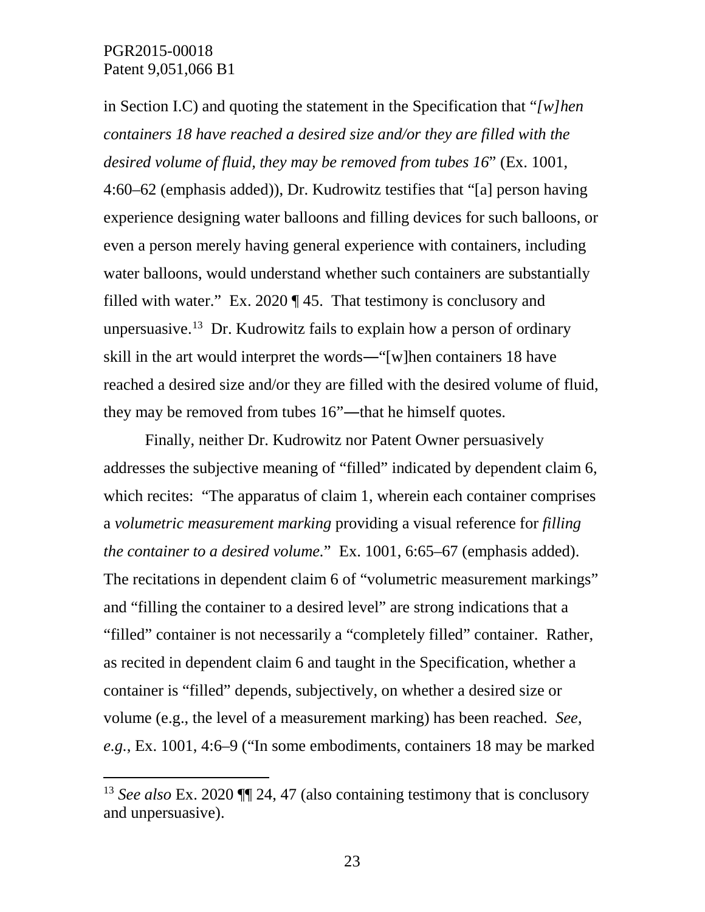in Section I.C) and quoting the statement in the Specification that "*[w]hen containers 18 have reached a desired size and/or they are filled with the desired volume of fluid, they may be removed from tubes 16*" (Ex. 1001, 4:60–62 (emphasis added)), Dr. Kudrowitz testifies that "[a] person having experience designing water balloons and filling devices for such balloons, or even a person merely having general experience with containers, including water balloons, would understand whether such containers are substantially filled with water." Ex. 2020 ¶ 45. That testimony is conclusory and unpersuasive.[13] Dr. Kudrowitz fails to explain how a person of ordinary skill in the art would interpret the words—"[w]hen containers 18 have reached a desired size and/or they are filled with the desired volume of fluid, they may be removed from tubes 16"—that he himself quotes.

Finally, neither Dr. Kudrowitz nor Patent Owner persuasively addresses the subjective meaning of "filled" indicated by dependent claim 6, which recites: "The apparatus of claim 1, wherein each container comprises a *volumetric measurement marking* providing a visual reference for *filling the container to a desired volume.*" Ex. 1001, 6:65–67 (emphasis added). The recitations in dependent claim 6 of "volumetric measurement markings" and "filling the container to a desired level" are strong indications that a "filled" container is not necessarily a "completely filled" container. Rather, as recited in dependent claim 6 and taught in the Specification, whether a container is "filled" depends, subjectively, on whether a desired size or volume (e.g., the level of a measurement marking) has been reached. *See, e.g.*, Ex. 1001, 4:6–9 ("In some embodiments, containers 18 may be marked

[13] *See also* Ex. 2020 ¶¶ 24, 47 (also containing testimony that is conclusory and unpersuasive).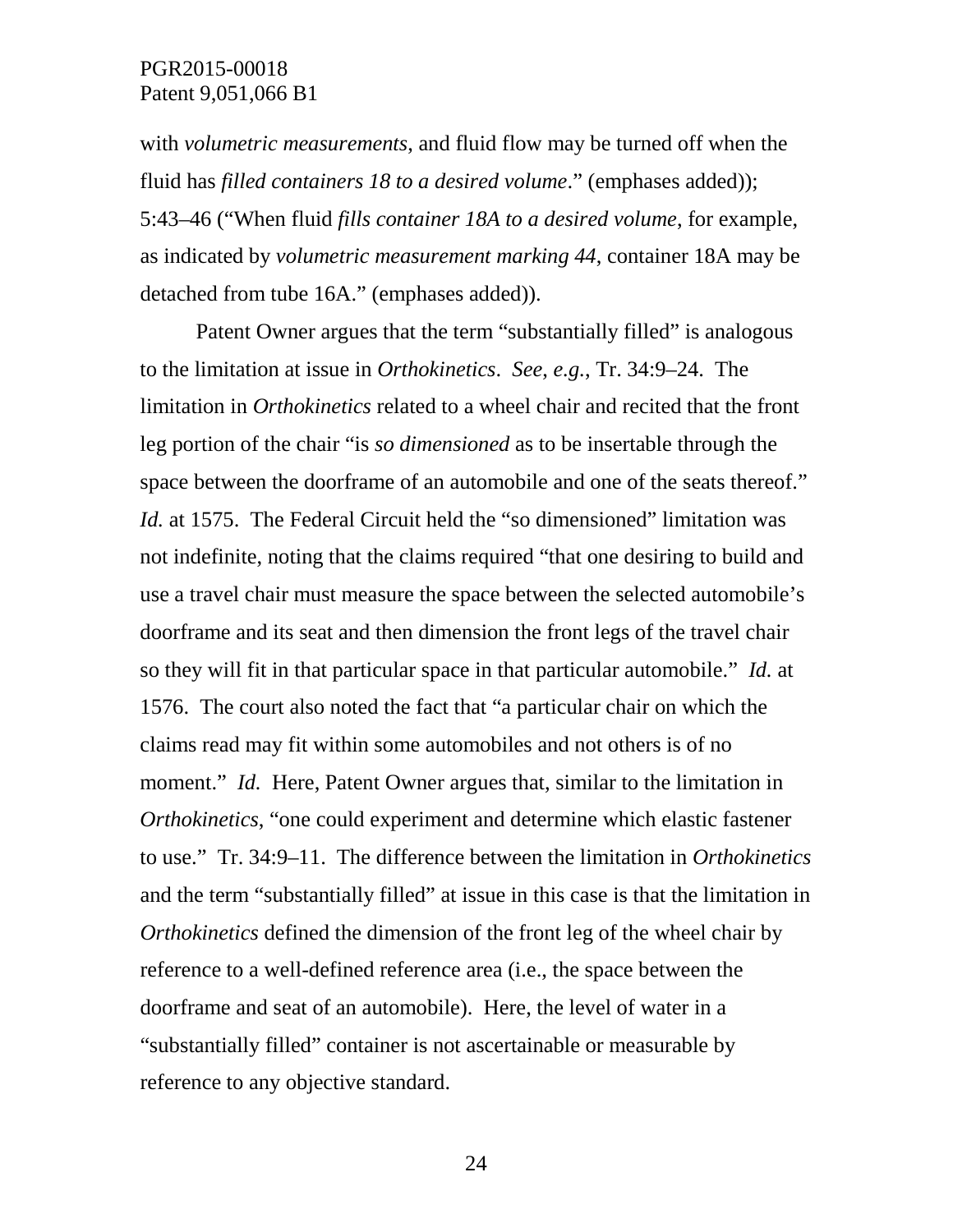with *volumetric measurements*, and fluid flow may be turned off when the fluid has *filled containers 18 to a desired volume*." (emphases added)); 5:43–46 ("When fluid *fills container 18A to a desired volume*, for example, as indicated by *volumetric measurement marking 44*, container 18A may be detached from tube 16A." (emphases added)).

Patent Owner argues that the term "substantially filled" is analogous to the limitation at issue in *Orthokinetics*. *See, e.g.*, Tr. 34:9–24. The limitation in *Orthokinetics* related to a wheel chair and recited that the front leg portion of the chair "is *so dimensioned* as to be insertable through the space between the doorframe of an automobile and one of the seats thereof." *Id.* at 1575. The Federal Circuit held the "so dimensioned" limitation was not indefinite, noting that the claims required "that one desiring to build and use a travel chair must measure the space between the selected automobile's doorframe and its seat and then dimension the front legs of the travel chair so they will fit in that particular space in that particular automobile." *Id.* at 1576. The court also noted the fact that "a particular chair on which the claims read may fit within some automobiles and not others is of no moment." *Id.* Here, Patent Owner argues that, similar to the limitation in *Orthokinetics*, "one could experiment and determine which elastic fastener to use." Tr. 34:9–11. The difference between the limitation in *Orthokinetics* and the term "substantially filled" at issue in this case is that the limitation in *Orthokinetics* defined the dimension of the front leg of the wheel chair by reference to a well-defined reference area (i.e., the space between the doorframe and seat of an automobile). Here, the level of water in a "substantially filled" container is not ascertainable or measurable by reference to any objective standard.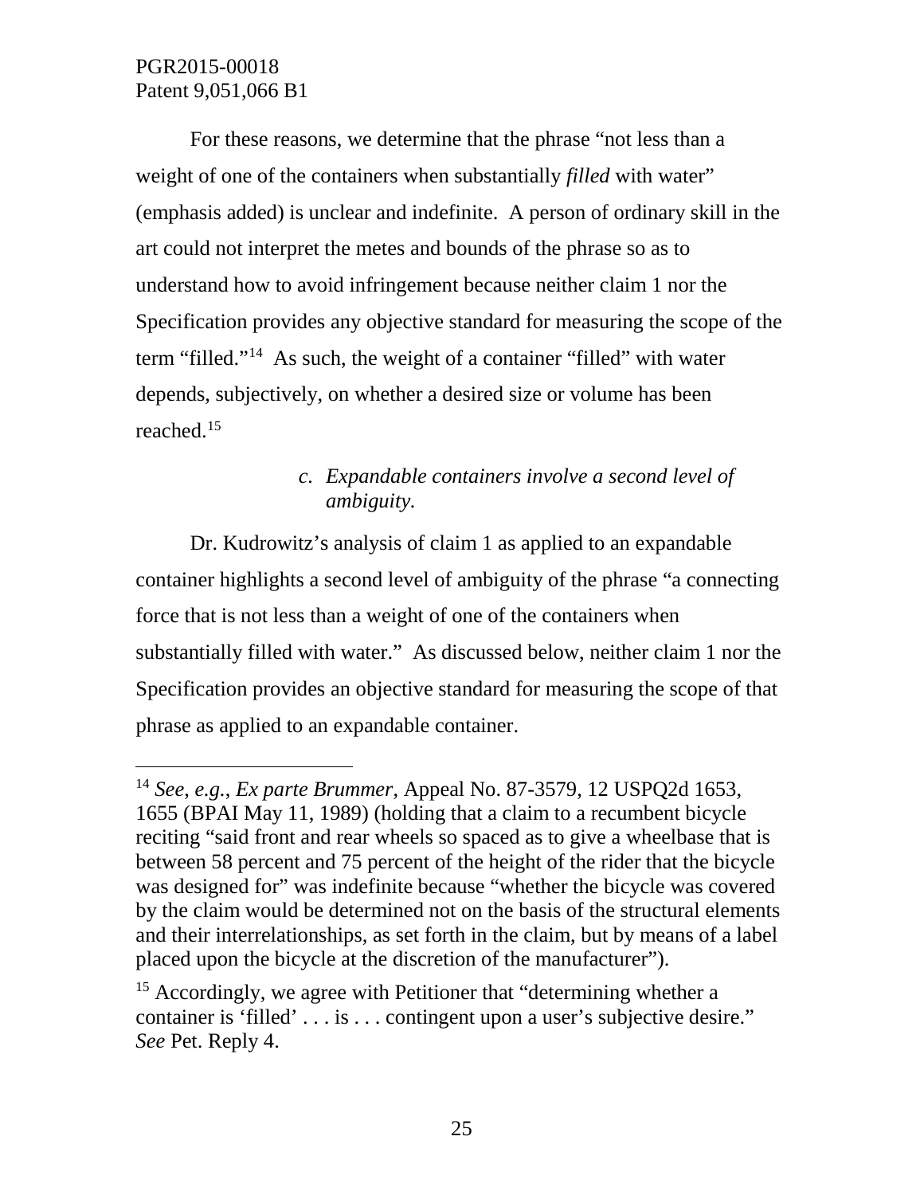For these reasons, we determine that the phrase "not less than a weight of one of the containers when substantially *filled* with water" (emphasis added) is unclear and indefinite. A person of ordinary skill in the art could not interpret the metes and bounds of the phrase so as to understand how to avoid infringement because neither claim 1 nor the Specification provides any objective standard for measuring the scope of the term "filled."[14] As such, the weight of a container "filled" with water depends, subjectively, on whether a desired size or volume has been reached.[15]

*c. Expandable containers involve a second level of ambiguity.*

Dr. Kudrowitz's analysis of claim 1 as applied to an expandable container highlights a second level of ambiguity of the phrase "a connecting force that is not less than a weight of one of the containers when substantially filled with water." As discussed below, neither claim 1 nor the Specification provides an objective standard for measuring the scope of that phrase as applied to an expandable container.

---

[14] *See, e.g.*, *Ex parte Brummer*, Appeal No. 87-3579, 12 USPQ2d 1653, 1655 (BPAI May 11, 1989) (holding that a claim to a recumbent bicycle reciting "said front and rear wheels so spaced as to give a wheelbase that is between 58 percent and 75 percent of the height of the rider that the bicycle was designed for" was indefinite because "whether the bicycle was covered by the claim would be determined not on the basis of the structural elements and their interrelationships, as set forth in the claim, but by means of a label placed upon the bicycle at the discretion of the manufacturer").

[15] Accordingly, we agree with Petitioner that "determining whether a container is 'filled' . . . is . . . contingent upon a user's subjective desire." *See* Pet. Reply 4.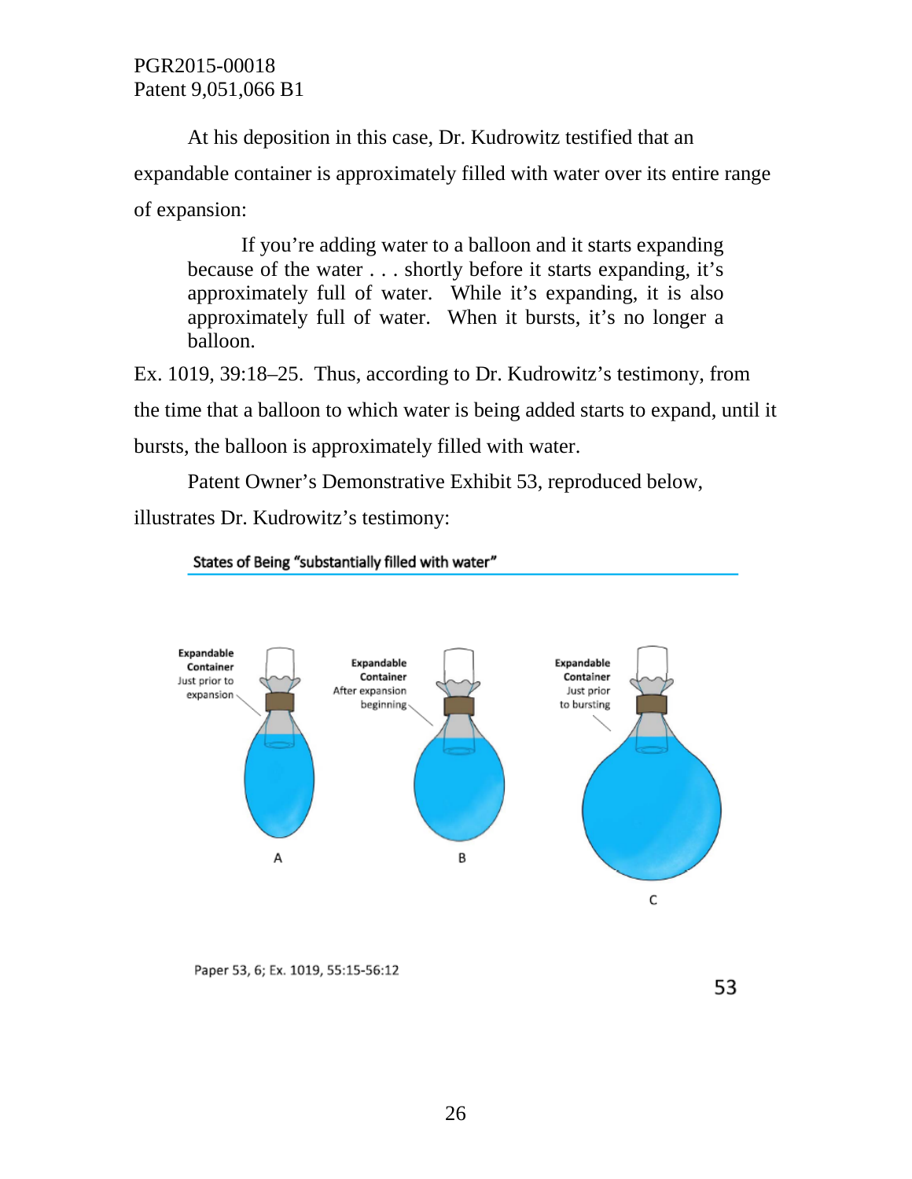At his deposition in this case, Dr. Kudrowitz testified that an expandable container is approximately filled with water over its entire range of expansion:

> If you're adding water to a balloon and it starts expanding because of the water . . . shortly before it starts expanding, it's approximately full of water. While it's expanding, it is also approximately full of water. When it bursts, it's no longer a balloon.

Ex. 1019, 39:18–25. Thus, according to Dr. Kudrowitz's testimony, from the time that a balloon to which water is being added starts to expand, until it bursts, the balloon is approximately filled with water.

Patent Owner's Demonstrative Exhibit 53, reproduced below, illustrates Dr. Kudrowitz's testimony:

States of Being "substantially filled with water"

Expandable Container Just prior to expansion — A

Expandable Container After expansion beginning — B

Expandable Container Just prior to bursting — C

Paper 53, 6; Ex. 1019, 55:15-56:12

53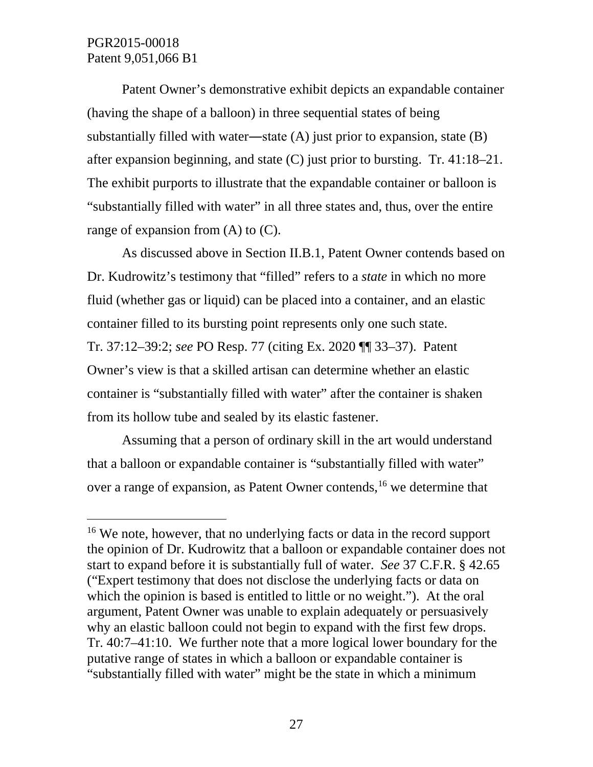Patent Owner's demonstrative exhibit depicts an expandable container (having the shape of a balloon) in three sequential states of being substantially filled with water—state (A) just prior to expansion, state (B) after expansion beginning, and state (C) just prior to bursting. Tr. 41:18–21. The exhibit purports to illustrate that the expandable container or balloon is "substantially filled with water" in all three states and, thus, over the entire range of expansion from (A) to (C).

As discussed above in Section II.B.1, Patent Owner contends based on Dr. Kudrowitz's testimony that "filled" refers to a *state* in which no more fluid (whether gas or liquid) can be placed into a container, and an elastic container filled to its bursting point represents only one such state. Tr. 37:12–39:2; *see* PO Resp. 77 (citing Ex. 2020 ¶¶ 33–37). Patent Owner's view is that a skilled artisan can determine whether an elastic container is "substantially filled with water" after the container is shaken from its hollow tube and sealed by its elastic fastener.

Assuming that a person of ordinary skill in the art would understand that a balloon or expandable container is "substantially filled with water" over a range of expansion, as Patent Owner contends,[16] we determine that

[16] We note, however, that no underlying facts or data in the record support the opinion of Dr. Kudrowitz that a balloon or expandable container does not start to expand before it is substantially full of water. *See* 37 C.F.R. § 42.65 ("Expert testimony that does not disclose the underlying facts or data on which the opinion is based is entitled to little or no weight."). At the oral argument, Patent Owner was unable to explain adequately or persuasively why an elastic balloon could not begin to expand with the first few drops. Tr. 40:7–41:10. We further note that a more logical lower boundary for the putative range of states in which a balloon or expandable container is "substantially filled with water" might be the state in which a minimum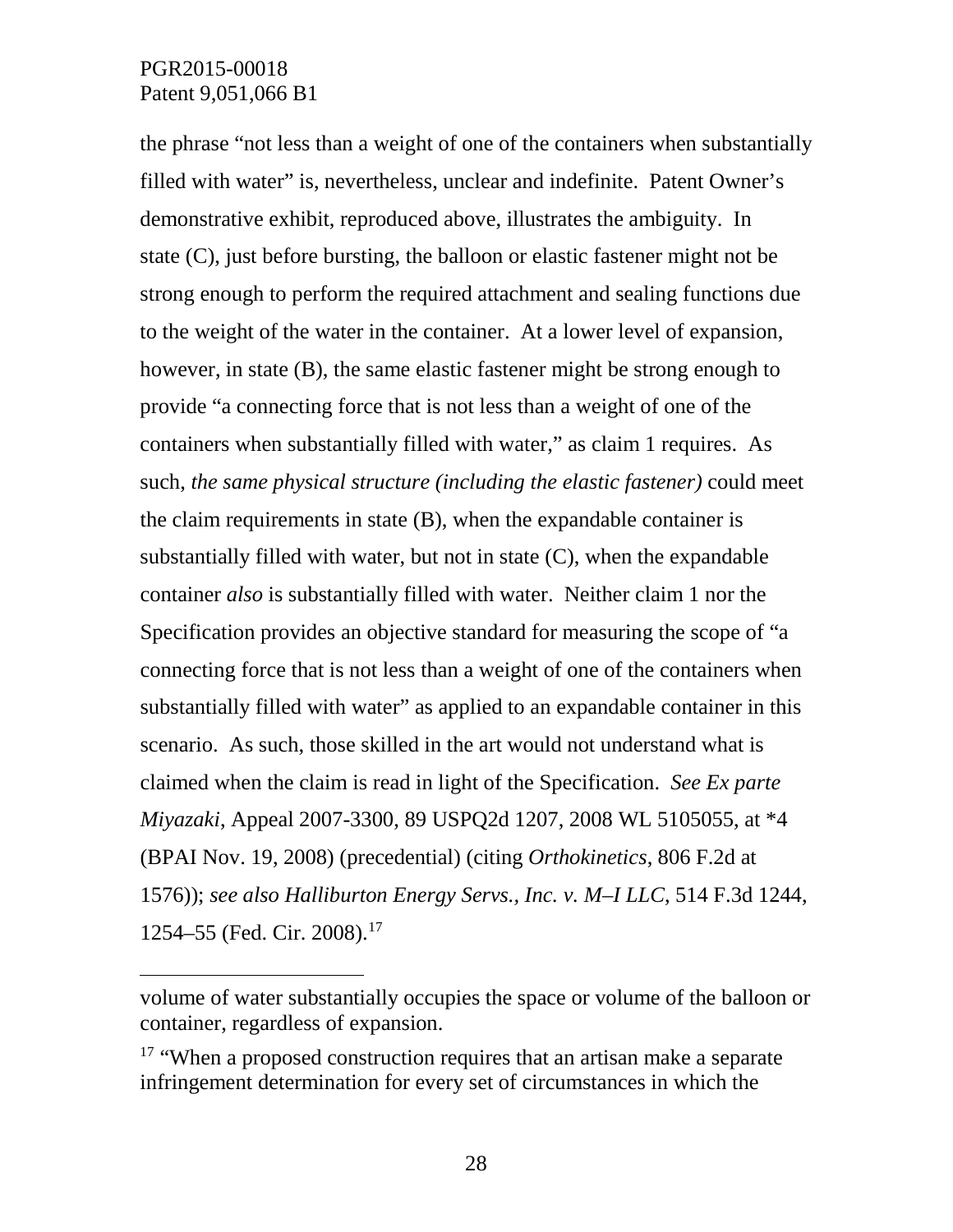the phrase "not less than a weight of one of the containers when substantially filled with water" is, nevertheless, unclear and indefinite. Patent Owner's demonstrative exhibit, reproduced above, illustrates the ambiguity. In state (C), just before bursting, the balloon or elastic fastener might not be strong enough to perform the required attachment and sealing functions due to the weight of the water in the container. At a lower level of expansion, however, in state (B), the same elastic fastener might be strong enough to provide "a connecting force that is not less than a weight of one of the containers when substantially filled with water," as claim 1 requires. As such, *the same physical structure (including the elastic fastener)* could meet the claim requirements in state (B), when the expandable container is substantially filled with water, but not in state (C), when the expandable container *also* is substantially filled with water. Neither claim 1 nor the Specification provides an objective standard for measuring the scope of "a connecting force that is not less than a weight of one of the containers when substantially filled with water" as applied to an expandable container in this scenario. As such, those skilled in the art would not understand what is claimed when the claim is read in light of the Specification. *See Ex parte Miyazaki*, Appeal 2007-3300, 89 USPQ2d 1207, 2008 WL 5105055, at *4 (BPAI Nov. 19, 2008) (precedential) (citing *Orthokinetics*, 806 F.2d at 1576)); *see also Halliburton Energy Servs., Inc. v. M–I LLC*, 514 F.3d 1244, 1254–55 (Fed. Cir. 2008).[17]

---

volume of water substantially occupies the space or volume of the balloon or container, regardless of expansion.

[17] "When a proposed construction requires that an artisan make a separate infringement determination for every set of circumstances in which the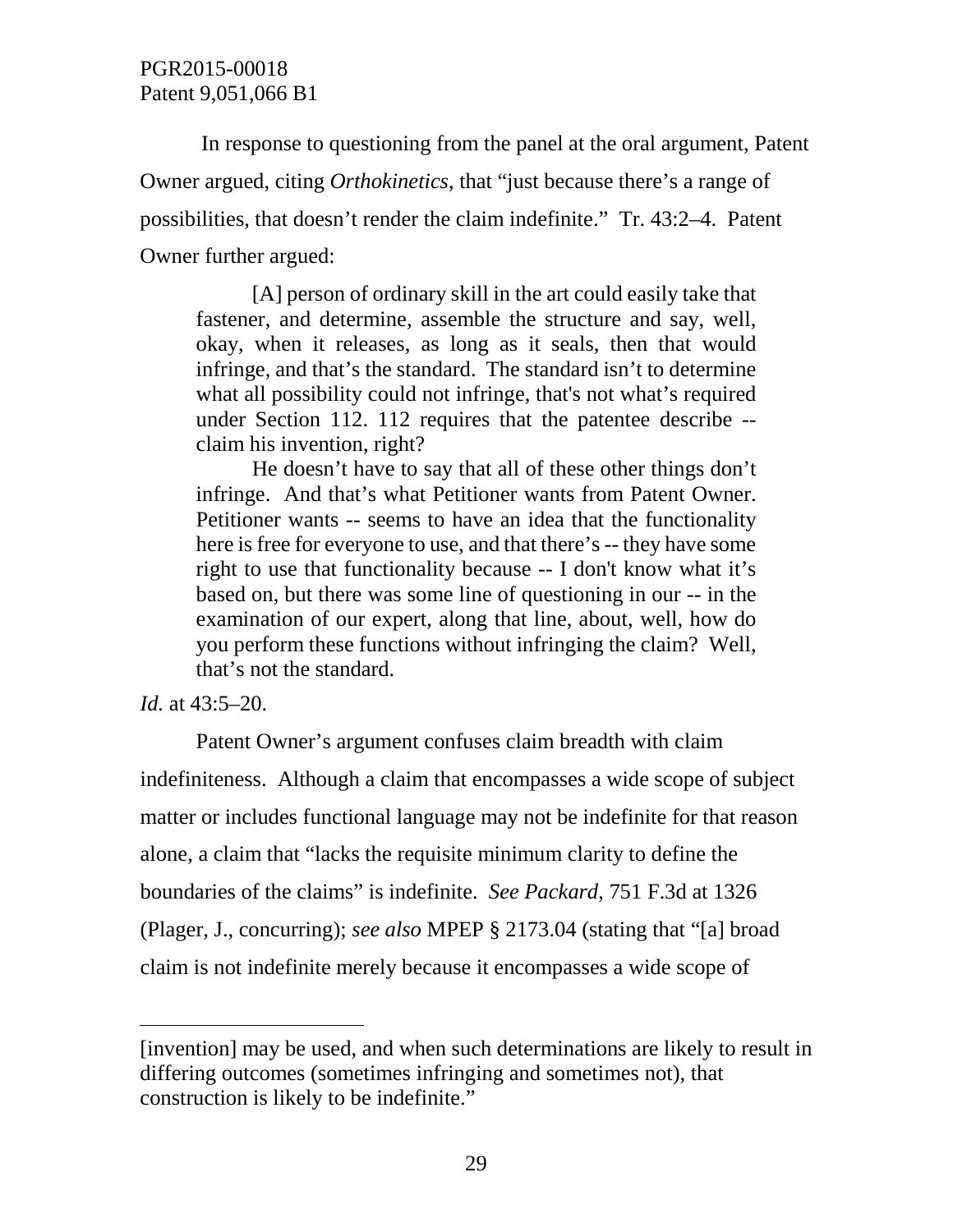In response to questioning from the panel at the oral argument, Patent Owner argued, citing *Orthokinetics*, that "just because there's a range of possibilities, that doesn't render the claim indefinite." Tr. 43:2–4. Patent Owner further argued:

> [A] person of ordinary skill in the art could easily take that fastener, and determine, assemble the structure and say, well, okay, when it releases, as long as it seals, then that would infringe, and that's the standard. The standard isn't to determine what all possibility could not infringe, that's not what's required under Section 112. 112 requires that the patentee describe -- claim his invention, right?
>
> He doesn't have to say that all of these other things don't infringe. And that's what Petitioner wants from Patent Owner. Petitioner wants -- seems to have an idea that the functionality here is free for everyone to use, and that there's -- they have some right to use that functionality because -- I don't know what it's based on, but there was some line of questioning in our -- in the examination of our expert, along that line, about, well, how do you perform these functions without infringing the claim? Well, that's not the standard.

*Id.* at 43:5–20.

Patent Owner's argument confuses claim breadth with claim indefiniteness. Although a claim that encompasses a wide scope of subject matter or includes functional language may not be indefinite for that reason alone, a claim that "lacks the requisite minimum clarity to define the boundaries of the claims" is indefinite. *See Packard*, 751 F.3d at 1326 (Plager, J., concurring); *see also* MPEP § 2173.04 (stating that "[a] broad claim is not indefinite merely because it encompasses a wide scope of

---

[invention] may be used, and when such determinations are likely to result in differing outcomes (sometimes infringing and sometimes not), that construction is likely to be indefinite."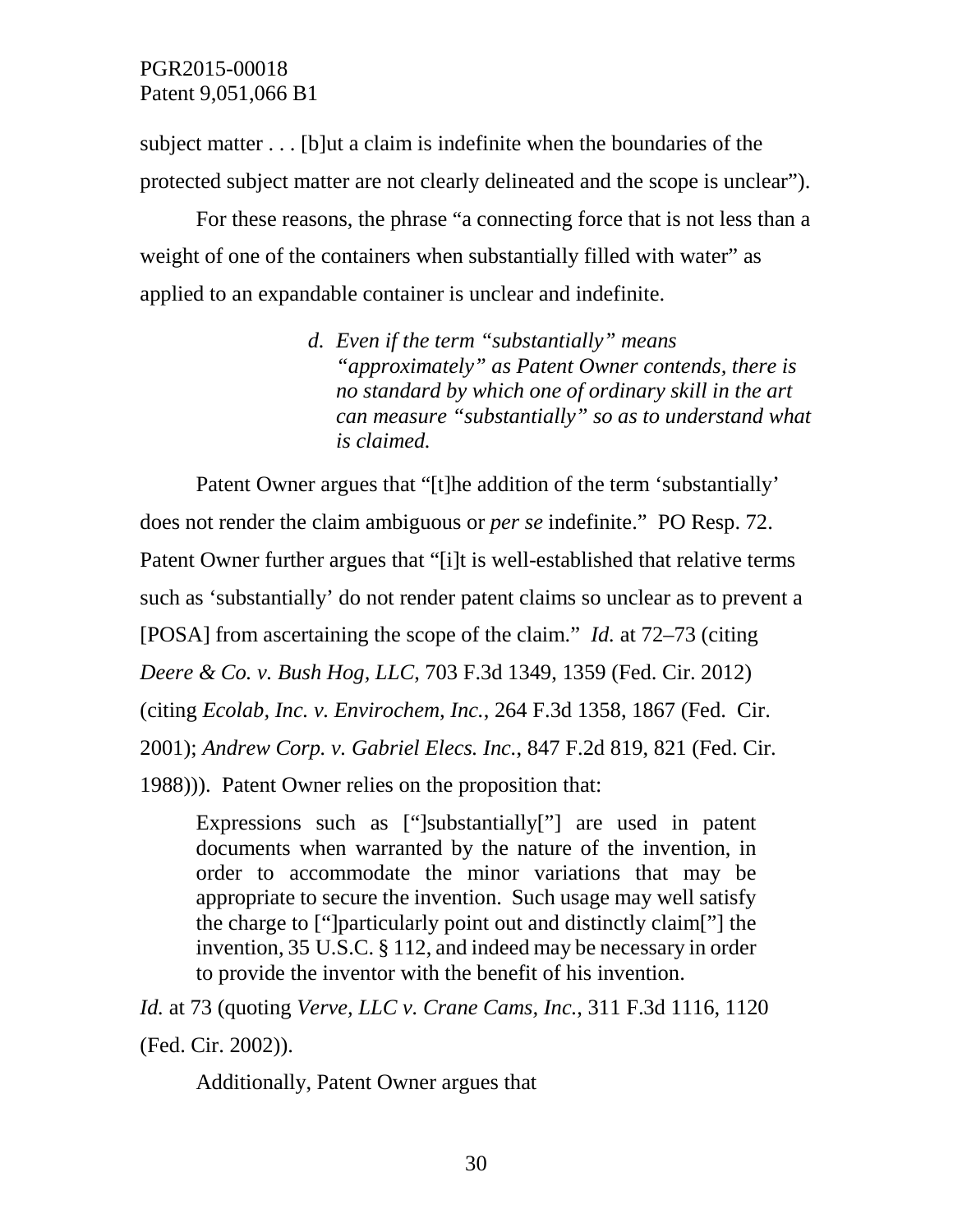subject matter . . . [b]ut a claim is indefinite when the boundaries of the protected subject matter are not clearly delineated and the scope is unclear").

For these reasons, the phrase "a connecting force that is not less than a weight of one of the containers when substantially filled with water" as applied to an expandable container is unclear and indefinite.

> *d. Even if the term "substantially" means "approximately" as Patent Owner contends, there is no standard by which one of ordinary skill in the art can measure "substantially" so as to understand what is claimed.*

Patent Owner argues that "[t]he addition of the term 'substantially' does not render the claim ambiguous or *per se* indefinite." PO Resp. 72. Patent Owner further argues that "[i]t is well-established that relative terms such as 'substantially' do not render patent claims so unclear as to prevent a [POSA] from ascertaining the scope of the claim." *Id.* at 72–73 (citing *Deere & Co. v. Bush Hog, LLC*, 703 F.3d 1349, 1359 (Fed. Cir. 2012) (citing *Ecolab, Inc. v. Envirochem, Inc.*, 264 F.3d 1358, 1867 (Fed. Cir. 2001); *Andrew Corp. v. Gabriel Elecs. Inc.*, 847 F.2d 819, 821 (Fed. Cir. 1988))). Patent Owner relies on the proposition that:

> Expressions such as ["]substantially["] are used in patent documents when warranted by the nature of the invention, in order to accommodate the minor variations that may be appropriate to secure the invention. Such usage may well satisfy the charge to ["]particularly point out and distinctly claim["] the invention, 35 U.S.C. § 112, and indeed may be necessary in order to provide the inventor with the benefit of his invention.

*Id.* at 73 (quoting *Verve, LLC v. Crane Cams, Inc.*, 311 F.3d 1116, 1120 (Fed. Cir. 2002)).

Additionally, Patent Owner argues that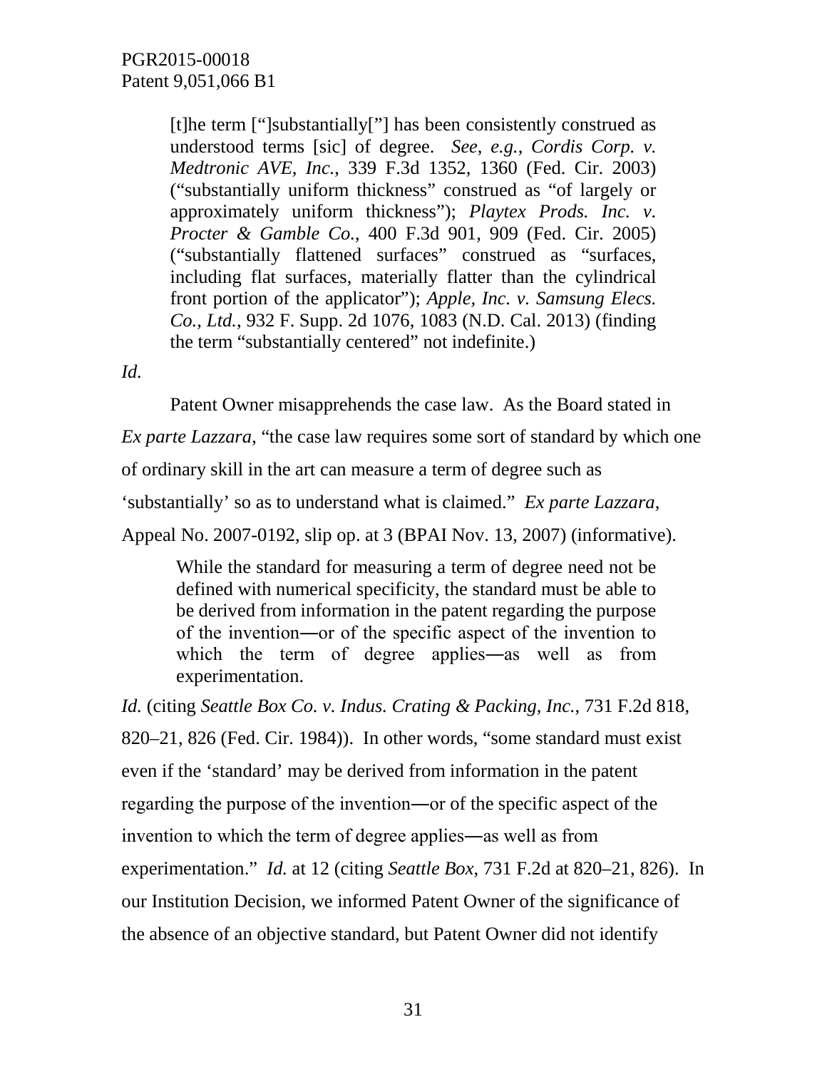> [t]he term ["]substantially["] has been consistently construed as understood terms [sic] of degree. *See, e.g.*, *Cordis Corp. v. Medtronic AVE, Inc.*, 339 F.3d 1352, 1360 (Fed. Cir. 2003) ("substantially uniform thickness" construed as "of largely or approximately uniform thickness"); *Playtex Prods. Inc. v. Procter & Gamble Co.*, 400 F.3d 901, 909 (Fed. Cir. 2005) ("substantially flattened surfaces" construed as "surfaces, including flat surfaces, materially flatter than the cylindrical front portion of the applicator"); *Apple, Inc. v. Samsung Elecs. Co., Ltd.*, 932 F. Supp. 2d 1076, 1083 (N.D. Cal. 2013) (finding the term "substantially centered" not indefinite.)

*Id.*

Patent Owner misapprehends the case law. As the Board stated in *Ex parte Lazzara*, "the case law requires some sort of standard by which one of ordinary skill in the art can measure a term of degree such as 'substantially' so as to understand what is claimed." *Ex parte Lazzara*, Appeal No. 2007-0192, slip op. at 3 (BPAI Nov. 13, 2007) (informative).

> While the standard for measuring a term of degree need not be defined with numerical specificity, the standard must be able to be derived from information in the patent regarding the purpose of the invention—or of the specific aspect of the invention to which the term of degree applies—as well as from experimentation.

*Id.* (citing *Seattle Box Co. v. Indus. Crating & Packing, Inc.*, 731 F.2d 818, 820–21, 826 (Fed. Cir. 1984)). In other words, "some standard must exist even if the 'standard' may be derived from information in the patent regarding the purpose of the invention—or of the specific aspect of the invention to which the term of degree applies—as well as from experimentation." *Id.* at 12 (citing *Seattle Box*, 731 F.2d at 820–21, 826). In our Institution Decision, we informed Patent Owner of the significance of the absence of an objective standard, but Patent Owner did not identify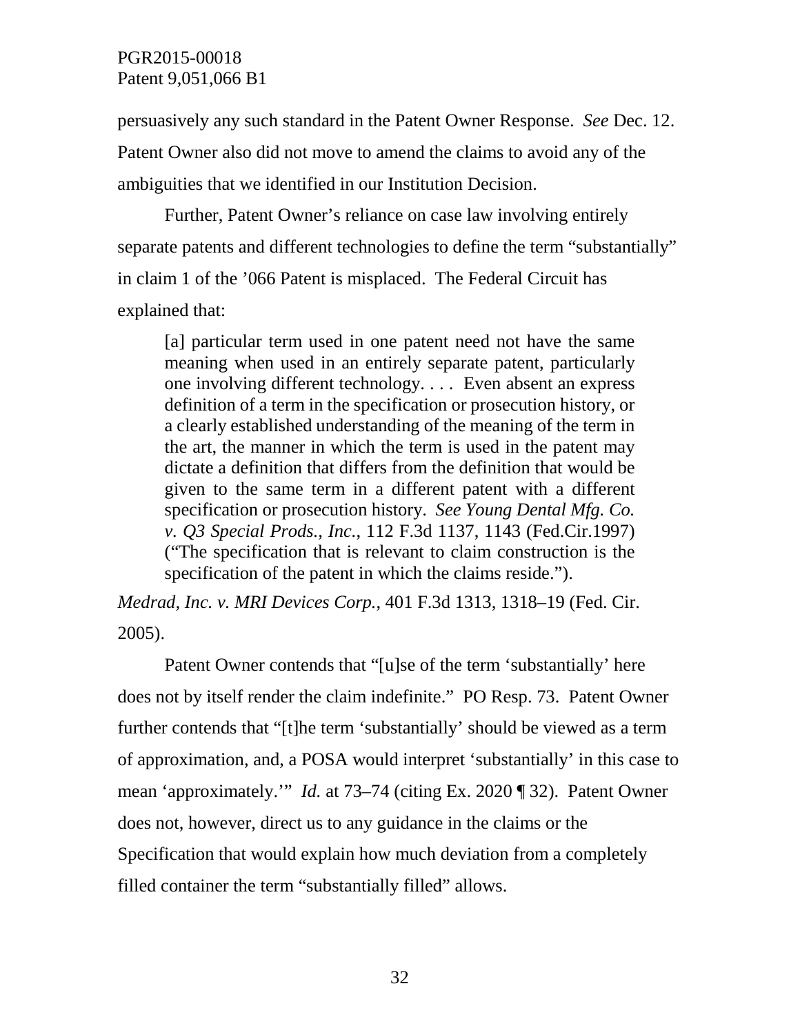persuasively any such standard in the Patent Owner Response. *See* Dec. 12. Patent Owner also did not move to amend the claims to avoid any of the ambiguities that we identified in our Institution Decision.

Further, Patent Owner's reliance on case law involving entirely separate patents and different technologies to define the term "substantially" in claim 1 of the '066 Patent is misplaced. The Federal Circuit has explained that:

> [a] particular term used in one patent need not have the same meaning when used in an entirely separate patent, particularly one involving different technology. . . . Even absent an express definition of a term in the specification or prosecution history, or a clearly established understanding of the meaning of the term in the art, the manner in which the term is used in the patent may dictate a definition that differs from the definition that would be given to the same term in a different patent with a different specification or prosecution history. *See Young Dental Mfg. Co. v. Q3 Special Prods., Inc.*, 112 F.3d 1137, 1143 (Fed.Cir.1997) ("The specification that is relevant to claim construction is the specification of the patent in which the claims reside.").

*Medrad, Inc. v. MRI Devices Corp.*, 401 F.3d 1313, 1318–19 (Fed. Cir. 2005).

Patent Owner contends that "[u]se of the term 'substantially' here does not by itself render the claim indefinite." PO Resp. 73. Patent Owner further contends that "[t]he term 'substantially' should be viewed as a term of approximation, and, a POSA would interpret 'substantially' in this case to mean 'approximately.'" *Id.* at 73–74 (citing Ex. 2020 ¶ 32). Patent Owner does not, however, direct us to any guidance in the claims or the Specification that would explain how much deviation from a completely filled container the term "substantially filled" allows.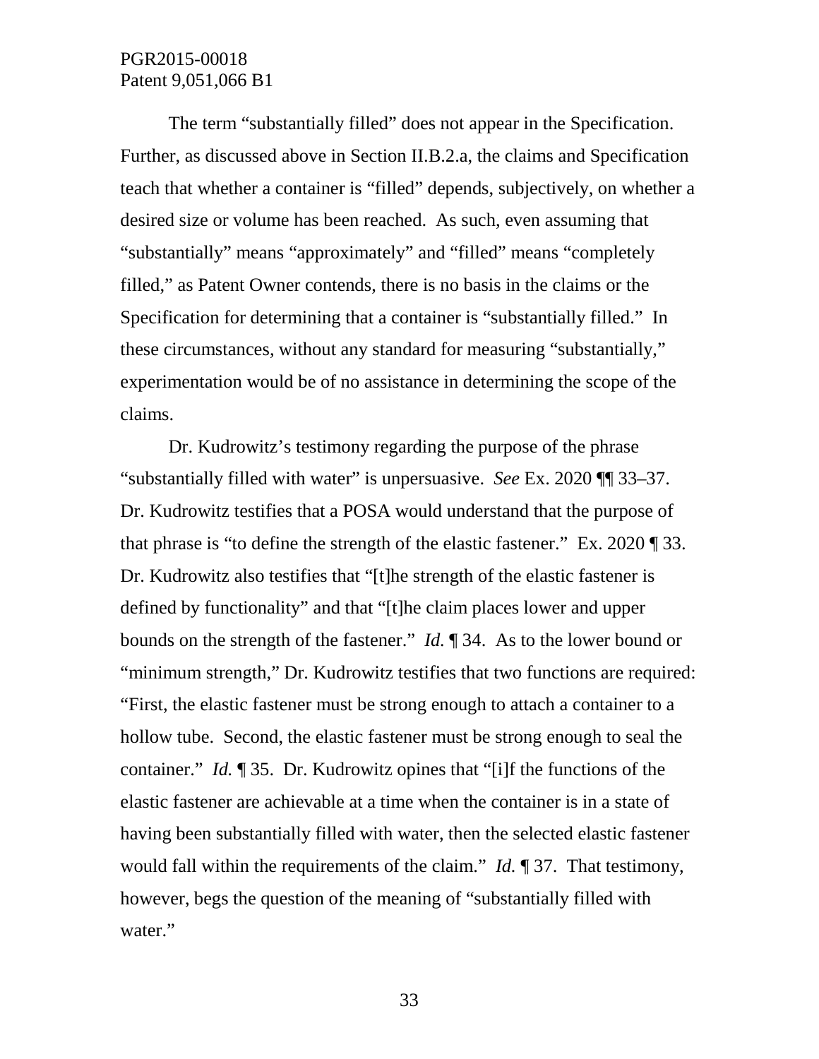The term "substantially filled" does not appear in the Specification. Further, as discussed above in Section II.B.2.a, the claims and Specification teach that whether a container is "filled" depends, subjectively, on whether a desired size or volume has been reached. As such, even assuming that "substantially" means "approximately" and "filled" means "completely filled," as Patent Owner contends, there is no basis in the claims or the Specification for determining that a container is "substantially filled." In these circumstances, without any standard for measuring "substantially," experimentation would be of no assistance in determining the scope of the claims.

Dr. Kudrowitz's testimony regarding the purpose of the phrase "substantially filled with water" is unpersuasive. *See* Ex. 2020 ¶¶ 33–37. Dr. Kudrowitz testifies that a POSA would understand that the purpose of that phrase is "to define the strength of the elastic fastener." Ex. 2020 ¶ 33. Dr. Kudrowitz also testifies that "[t]he strength of the elastic fastener is defined by functionality" and that "[t]he claim places lower and upper bounds on the strength of the fastener." *Id.* ¶ 34. As to the lower bound or "minimum strength," Dr. Kudrowitz testifies that two functions are required: "First, the elastic fastener must be strong enough to attach a container to a hollow tube. Second, the elastic fastener must be strong enough to seal the container." *Id.* ¶ 35. Dr. Kudrowitz opines that "[i]f the functions of the elastic fastener are achievable at a time when the container is in a state of having been substantially filled with water, then the selected elastic fastener would fall within the requirements of the claim." *Id.* ¶ 37. That testimony, however, begs the question of the meaning of "substantially filled with water."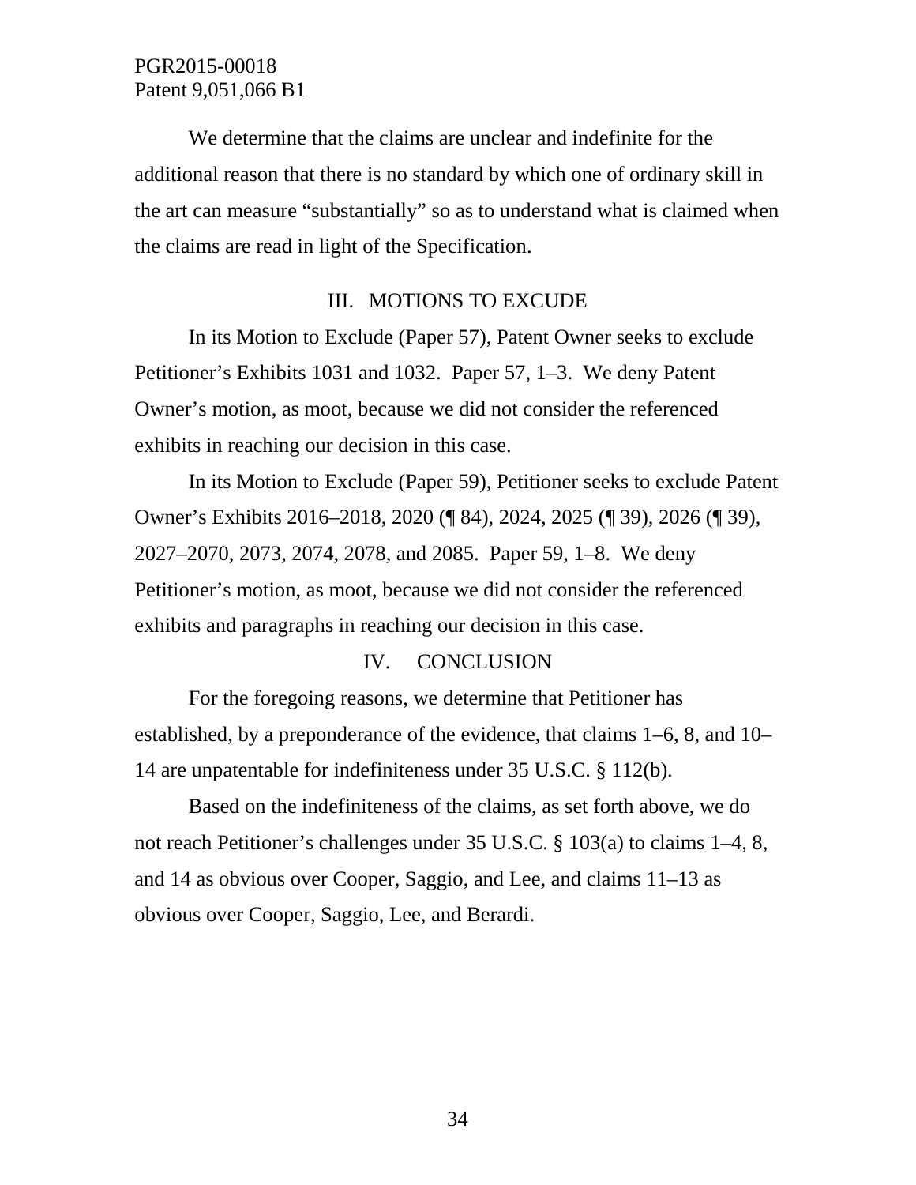We determine that the claims are unclear and indefinite for the additional reason that there is no standard by which one of ordinary skill in the art can measure "substantially" so as to understand what is claimed when the claims are read in light of the Specification.

## III. MOTIONS TO EXCUDE

In its Motion to Exclude (Paper 57), Patent Owner seeks to exclude Petitioner's Exhibits 1031 and 1032. Paper 57, 1–3. We deny Patent Owner's motion, as moot, because we did not consider the referenced exhibits in reaching our decision in this case.

In its Motion to Exclude (Paper 59), Petitioner seeks to exclude Patent Owner's Exhibits 2016–2018, 2020 (¶ 84), 2024, 2025 (¶ 39), 2026 (¶ 39), 2027–2070, 2073, 2074, 2078, and 2085. Paper 59, 1–8. We deny Petitioner's motion, as moot, because we did not consider the referenced exhibits and paragraphs in reaching our decision in this case.

## IV. CONCLUSION

For the foregoing reasons, we determine that Petitioner has established, by a preponderance of the evidence, that claims 1–6, 8, and 10–14 are unpatentable for indefiniteness under 35 U.S.C. § 112(b).

Based on the indefiniteness of the claims, as set forth above, we do not reach Petitioner's challenges under 35 U.S.C. § 103(a) to claims 1–4, 8, and 14 as obvious over Cooper, Saggio, and Lee, and claims 11–13 as obvious over Cooper, Saggio, Lee, and Berardi.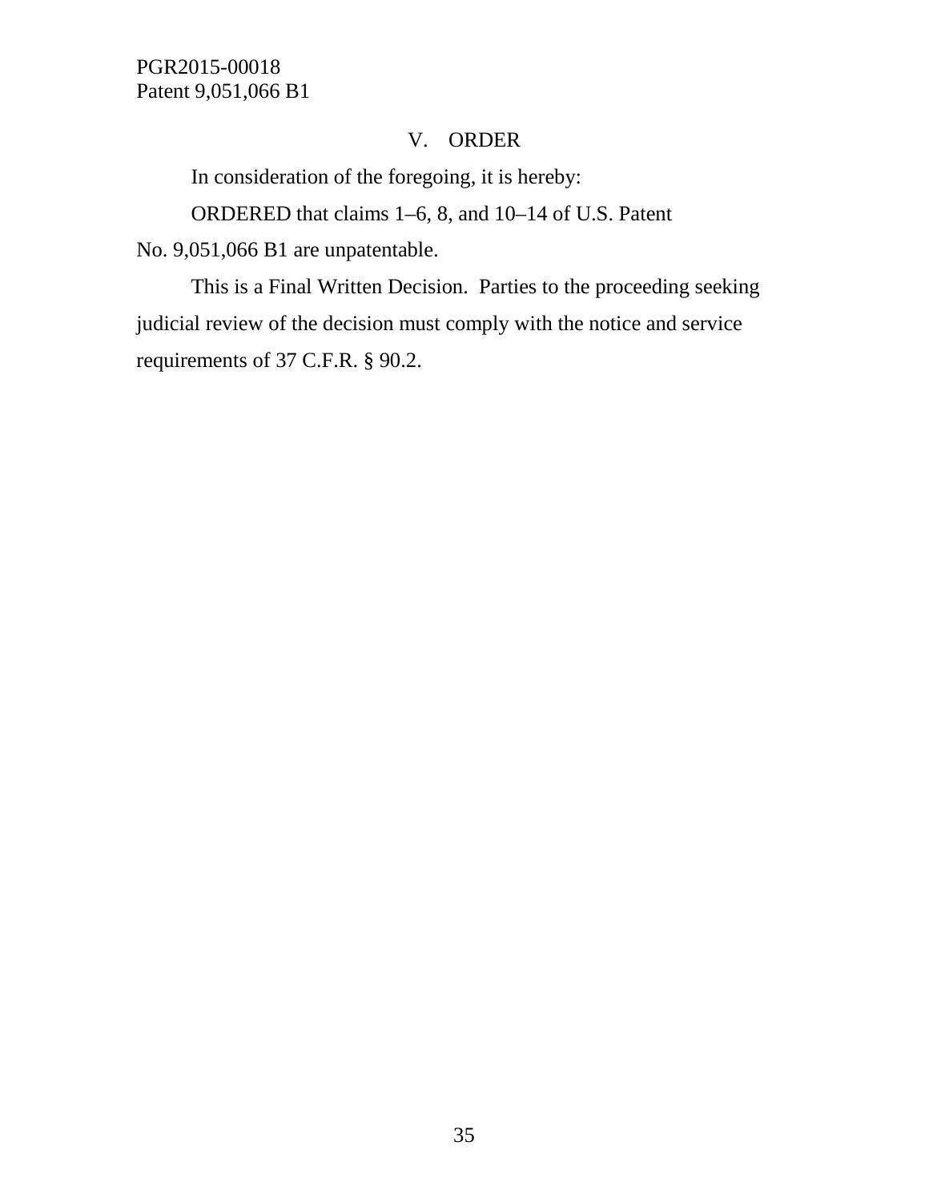## V. ORDER

In consideration of the foregoing, it is hereby:

ORDERED that claims 1–6, 8, and 10–14 of U.S. Patent No. 9,051,066 B1 are unpatentable.

This is a Final Written Decision. Parties to the proceeding seeking judicial review of the decision must comply with the notice and service requirements of 37 C.F.R. § 90.2.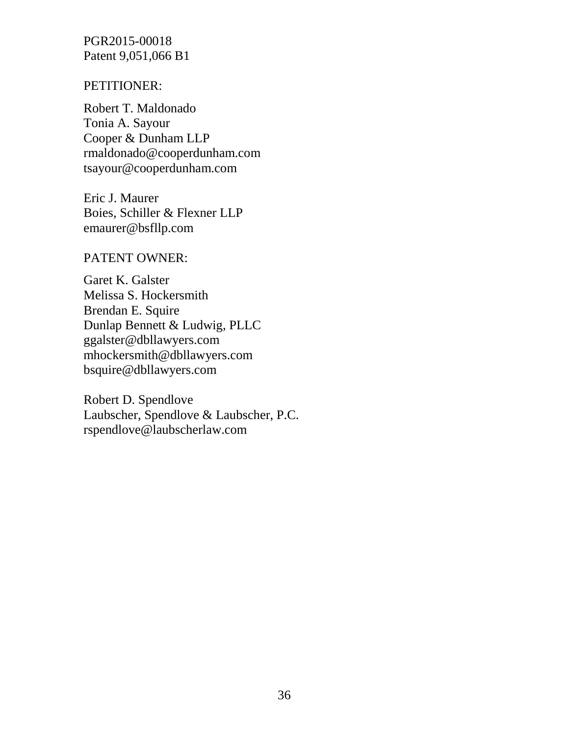PETITIONER:

Robert T. Maldonado
Tonia A. Sayour
Cooper & Dunham LLP
rmaldonado@cooperdunham.com
tsayour@cooperdunham.com

Eric J. Maurer
Boies, Schiller & Flexner LLP
emaurer@bsfllp.com

PATENT OWNER:

Garet K. Galster
Melissa S. Hockersmith
Brendan E. Squire
Dunlap Bennett & Ludwig, PLLC
ggalster@dbllawyers.com
mhockersmith@dbllawyers.com
bsquire@dbllawyers.com

Robert D. Spendlove
Laubscher, Spendlove & Laubscher, P.C.
rspendlove@laubscherlaw.com